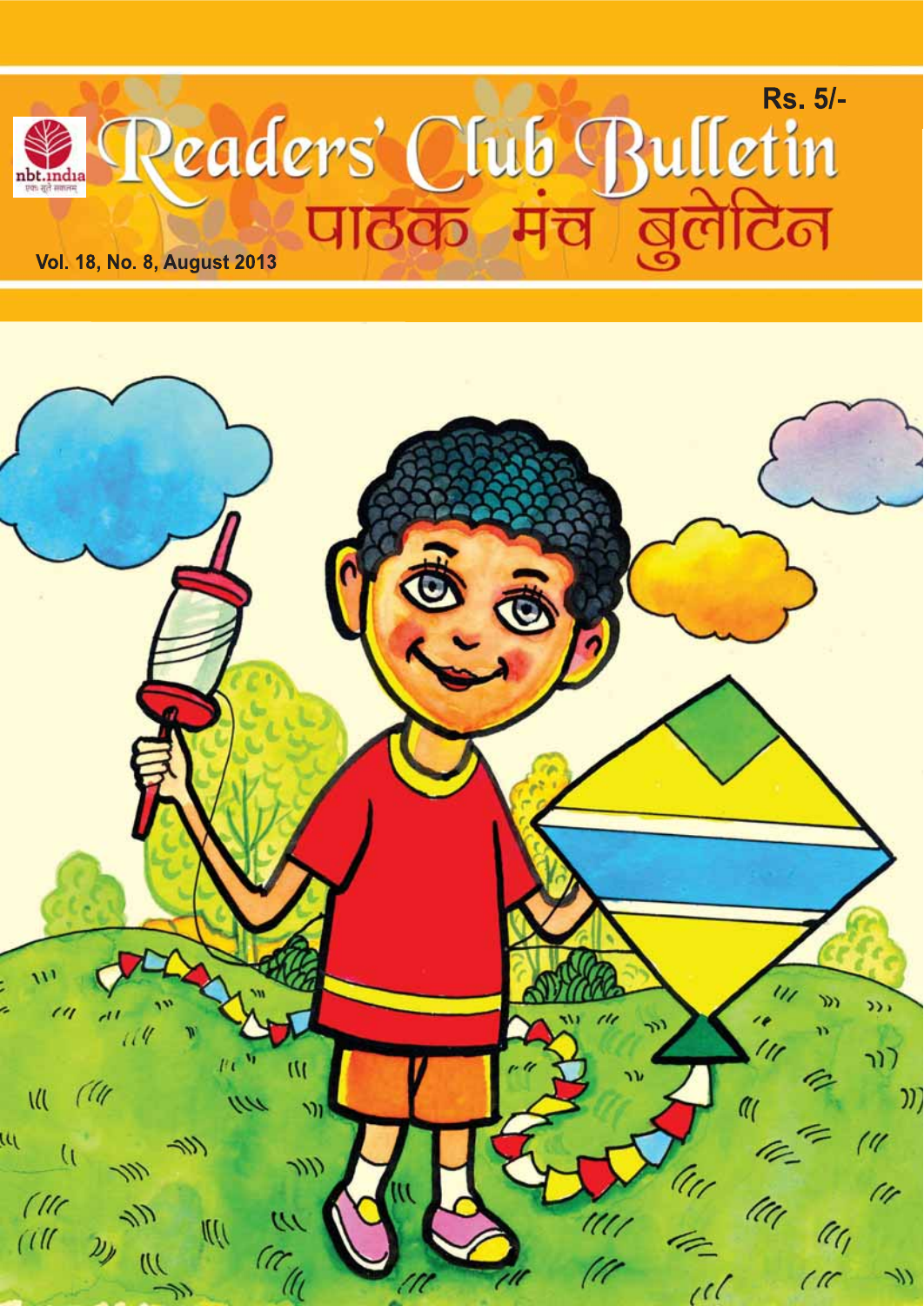Rs. 5/-

nbt.india

एक सूत्रे सकलम्

# Readers' Club Bulletin

# पाठक मंच बुलेटिन

Vol. 18, No. 8, August 2013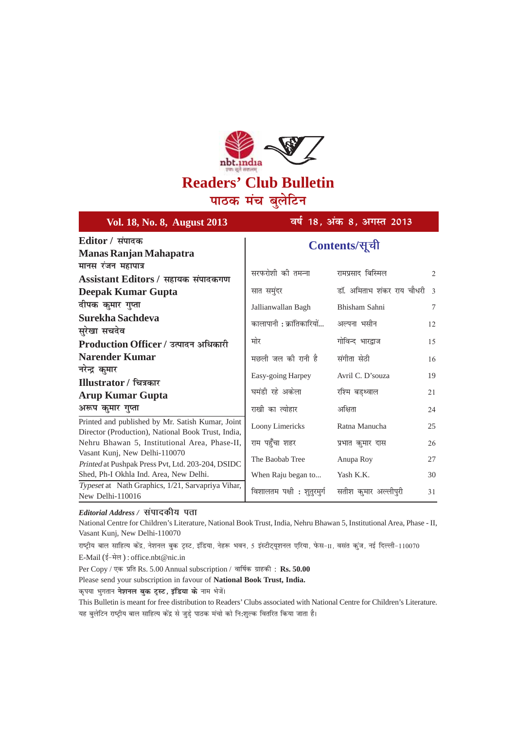# Readers' Club Bulletin
## पाठक मंच बुलेटिन

**Vol. 18, No. 8, August 2013** | **वर्ष 18, अंक 8, अगस्त 2013**

**Editor / संपादक**
**Manas Ranjan Mahapatra**
**मानस रंजन महापात्र**

**Assistant Editors / सहायक संपादकगण**
**Deepak Kumar Gupta**
**दीपक कुमार गुप्ता**
**Surekha Sachdeva**
**सुरेखा सचदेव**

**Production Officer / उत्पादन अधिकारी**
**Narender Kumar**
**नरेन्द्र कुमार**

**Illustrator / चित्रकार**
**Arup Kumar Gupta**
**अरूप कुमार गुप्ता**

Printed and published by Mr. Satish Kumar, Joint Director (Production), National Book Trust, India, Nehru Bhawan 5, Institutional Area, Phase-II, Vasant Kunj, New Delhi-110070
*Printed* at Pushpak Press Pvt, Ltd. 203-204, DSIDC Shed, Ph-I Okhla Ind. Area, New Delhi.
*Typeset* at Nath Graphics, 1/21, Sarvapriya Vihar, New Delhi-110016

## Contents/सूची

| | | |
|---|---|---|
| सरफरोशी की तमन्ना | रामप्रसाद बिस्मिल | 2 |
| सात समुंदर | डॉ. अमिताभ शंकर राय चौधरी | 3 |
| Jallianwallan Bagh | Bhisham Sahni | 7 |
| कालापानी : क्रांतिकारियों... | अल्पना भसीन | 12 |
| मोर | गोविन्द भारद्वाज | 15 |
| मछली जल की रानी है | संगीता सेठी | 16 |
| Easy-going Harpey | Avril C. D'souza | 19 |
| घमंडी रहे अकेला | रश्मि बड़थ्वाल | 21 |
| राखी का त्योहार | अक्षिता | 24 |
| Loony Limericks | Ratna Manucha | 25 |
| राम पहुँचा शहर | प्रभात कुमार दास | 26 |
| The Baobab Tree | Anupa Roy | 27 |
| When Raju began to... | Yash K.K. | 30 |
| विशालतम पक्षी : शुतुरमुर्ग | सतीश कुमार अल्लीपुरी | 31 |

***Editorial Address /* संपादकीय पता**

National Centre for Children's Literature, National Book Trust, India, Nehru Bhawan 5, Institutional Area, Phase - II, Vasant Kunj, New Delhi-110070

राष्ट्रीय बाल साहित्य केंद्र, नेशनल बुक ट्रस्ट, इंडिया, नेहरू भवन, 5 इंस्टीट्यूशनल एरिया, फेस-II, वसंत कुंज, नई दिल्ली-110070

E-Mail (ई-मेल) : office.nbt@nic.in

Per Copy / एक प्रति Rs. 5.00 Annual subscription / वार्षिक ग्राहकी : **Rs. 50.00**

Please send your subscription in favour of **National Book Trust, India.**

कृपया भुगतान **नेशनल बुक ट्रस्ट, इंडिया के** नाम भेजें।

This Bulletin is meant for free distribution to Readers' Clubs associated with National Centre for Children's Literature.

यह बुलेटिन राष्ट्रीय बाल साहित्य केंद्र से जुड़े पाठक मंचो को नि:शुल्क वितरित किया जाता है।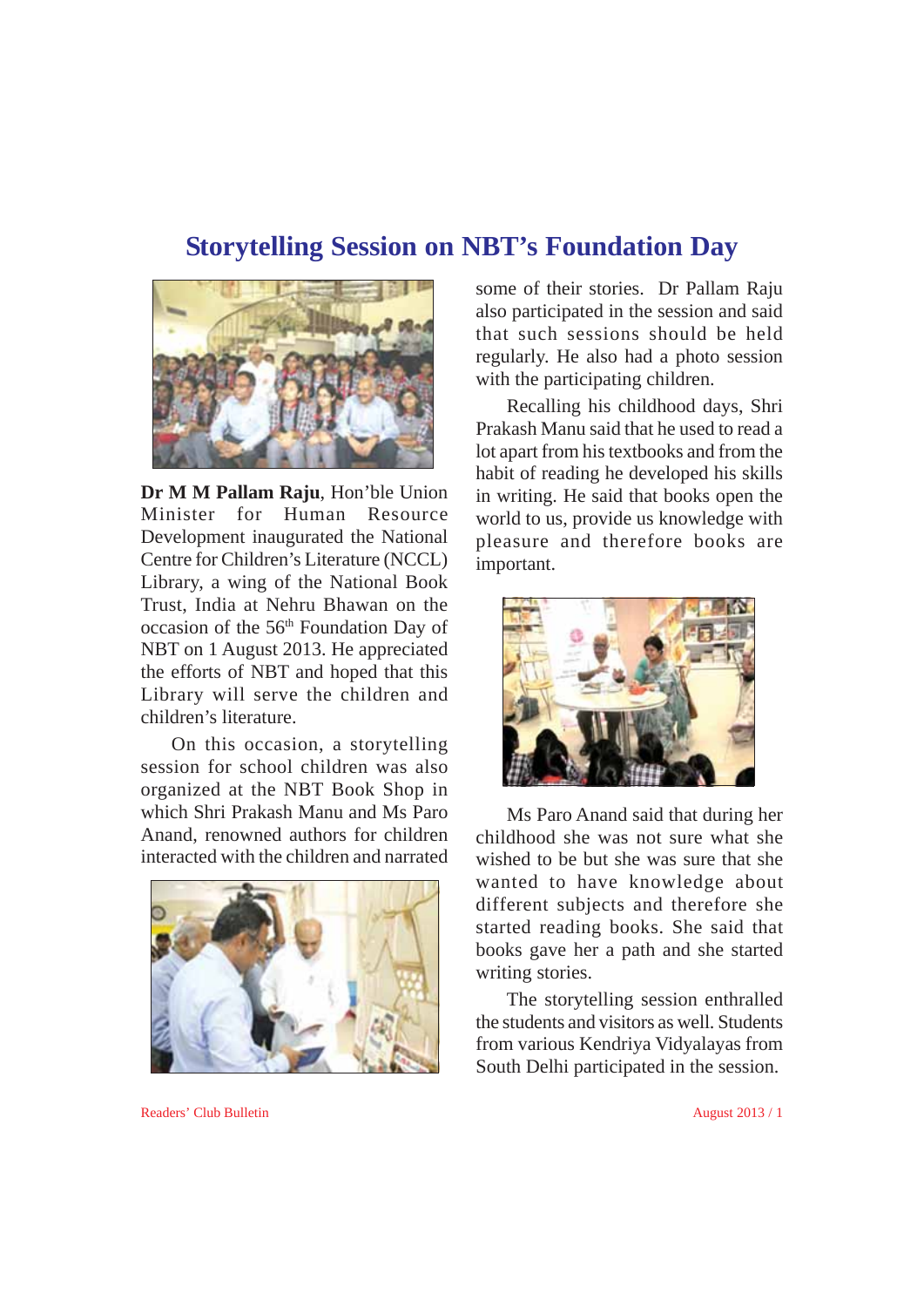# Storytelling Session on NBT's Foundation Day

**Dr M M Pallam Raju**, Hon'ble Union Minister for Human Resource Development inaugurated the National Centre for Children's Literature (NCCL) Library, a wing of the National Book Trust, India at Nehru Bhawan on the occasion of the 56th Foundation Day of NBT on 1 August 2013. He appreciated the efforts of NBT and hoped that this Library will serve the children and children's literature.

On this occasion, a storytelling session for school children was also organized at the NBT Book Shop in which Shri Prakash Manu and Ms Paro Anand, renowned authors for children interacted with the children and narrated some of their stories. Dr Pallam Raju also participated in the session and said that such sessions should be held regularly. He also had a photo session with the participating children.

Recalling his childhood days, Shri Prakash Manu said that he used to read a lot apart from his textbooks and from the habit of reading he developed his skills in writing. He said that books open the world to us, provide us knowledge with pleasure and therefore books are important.

Ms Paro Anand said that during her childhood she was not sure what she wished to be but she was sure that she wanted to have knowledge about different subjects and therefore she started reading books. She said that books gave her a path and she started writing stories.

The storytelling session enthralled the students and visitors as well. Students from various Kendriya Vidyalayas from South Delhi participated in the session.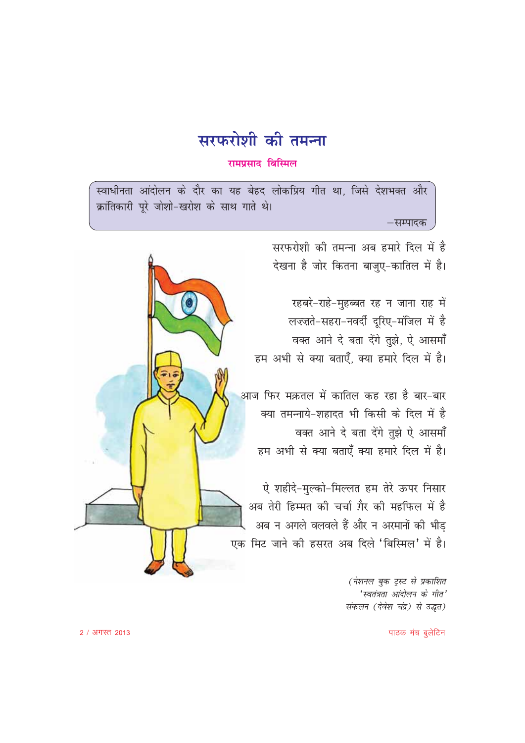# सरफरोशी की तमन्ना

**रामप्रसाद बिस्मिल**

> स्वाधीनता आंदोलन के दौर का यह बेहद लोकप्रिय गीत था, जिसे देशभक्त और क्रांतिकारी पूरे जोशो-खरोश के साथ गाते थे।
>
> –सम्पादक

सरफरोशी की तमन्ना अब हमारे दिल में है
देखना है जोर कितना बाजुए-कातिल में है।

रहबरे-राहे-मुहब्बत रह न जाना राह में
लज़्ज़ते-सहरा-नवर्दी दूरिए-मंजिल में है
वक्त आने दे बता देंगे तुझे, ऐ आसमाँ
हम अभी से क्या बताएँ, क्या हमारे दिल में है।

आज फिर मक़तल में कातिल कह रहा है बार-बार
क्या तमन्नाये-शहादत भी किसी के दिल में है
वक्त आने दे बता देंगे तुझे ऐ आसमाँ
हम अभी से क्या बताएँ क्या हमारे दिल में है।

ऐ शहीदे-मुल्को-मिल्लत हम तेरे ऊपर निसार
अब तेरी हिम्मत की चर्चा ग़ैर की महफिल में है
अब न अगले वलवले हैं और न अरमानों की भीड़
एक मिट जाने की हसरत अब दिले 'बिस्मिल' में है।

*(नेशनल बुक ट्रस्ट से प्रकाशित 'स्वतंत्रता आंदोलन के गीत' संकलन (देवेश चंद्र) से उद्धृत)*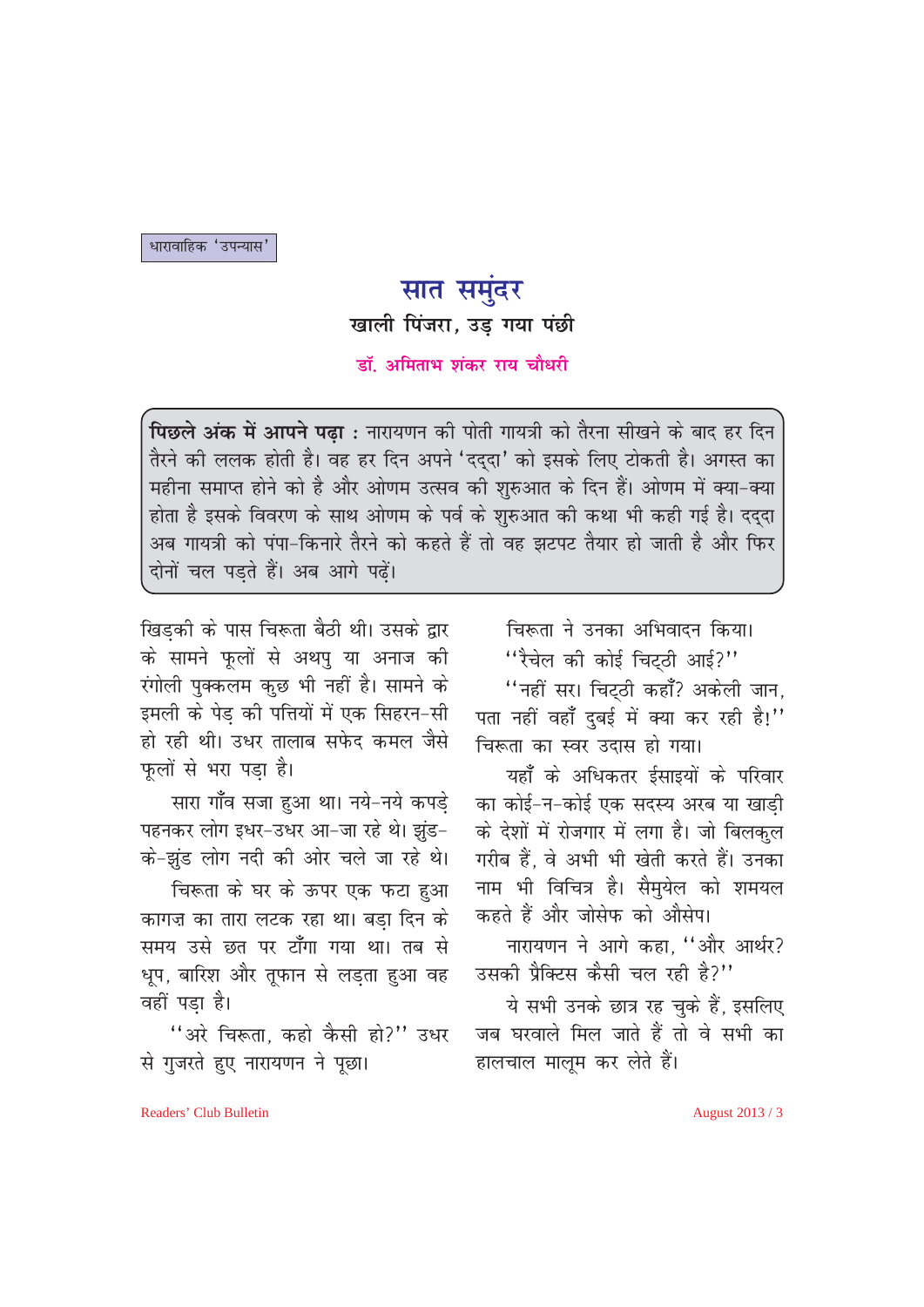धारावाहिक 'उपन्यास'

# सात समुंदर

## खाली पिंजरा, उड़ गया पंछी

**डॉ. अमिताभ शंकर राय चौधरी**

**पिछले अंक में आपने पढ़ा :** नारायणन की पोती गायत्री को तैरना सीखने के बाद हर दिन तैरने की ललक होती है। वह हर दिन अपने 'दद्दा' को इसके लिए टोकती है। अगस्त का महीना समाप्त होने को है और ओणम उत्सव की शुरुआत के दिन हैं। ओणम में क्या-क्या होता है इसके विवरण के साथ ओणम के पर्व के शुरुआत की कथा भी कही गई है। दद्दा अब गायत्री को पंपा-किनारे तैरने को कहते हैं तो वह झटपट तैयार हो जाती है और फिर दोनों चल पड़ते हैं। अब आगे पढ़ें।

खिड़की के पास चिरूता बैठी थी। उसके द्वार के सामने फूलों से अथपु या अनाज की रंगोली पुक्कलम कुछ भी नहीं है। सामने के इमली के पेड़ की पत्तियों में एक सिहरन-सी हो रही थी। उधर तालाब सफेद कमल जैसे फूलों से भरा पड़ा है।

सारा गाँव सजा हुआ था। नये-नये कपड़े पहनकर लोग इधर-उधर आ-जा रहे थे। झुंड-के-झुंड लोग नदी की ओर चले जा रहे थे।

चिरूता के घर के ऊपर एक फटा हुआ कागज़ का तारा लटक रहा था। बड़ा दिन के समय उसे छत पर टाँगा गया था। तब से धूप, बारिश और तूफान से लड़ता हुआ वह वहीं पड़ा है।

''अरे चिरूता, कहो कैसी हो?'' उधर से गुजरते हुए नारायणन ने पूछा।

चिरूता ने उनका अभिवादन किया।

''रैचेल की कोई चिट्ठी आई?''

''नहीं सर। चिट्ठी कहाँ? अकेली जान, पता नहीं वहाँ दुबई में क्या कर रही है!'' चिरूता का स्वर उदास हो गया।

यहाँ के अधिकतर ईसाइयों के परिवार का कोई-न-कोई एक सदस्य अरब या खाड़ी के देशों में रोजगार में लगा है। जो बिलकुल गरीब हैं, वे अभी भी खेती करते हैं। उनका नाम भी विचित्र है। सैमुयेल को शमयल कहते हैं और जोसेफ को औसेप।

नारायणन ने आगे कहा, ''और आर्थर? उसकी प्रैक्टिस कैसी चल रही है?''

ये सभी उनके छात्र रह चुके हैं, इसलिए जब घरवाले मिल जाते हैं तो वे सभी का हालचाल मालूम कर लेते हैं।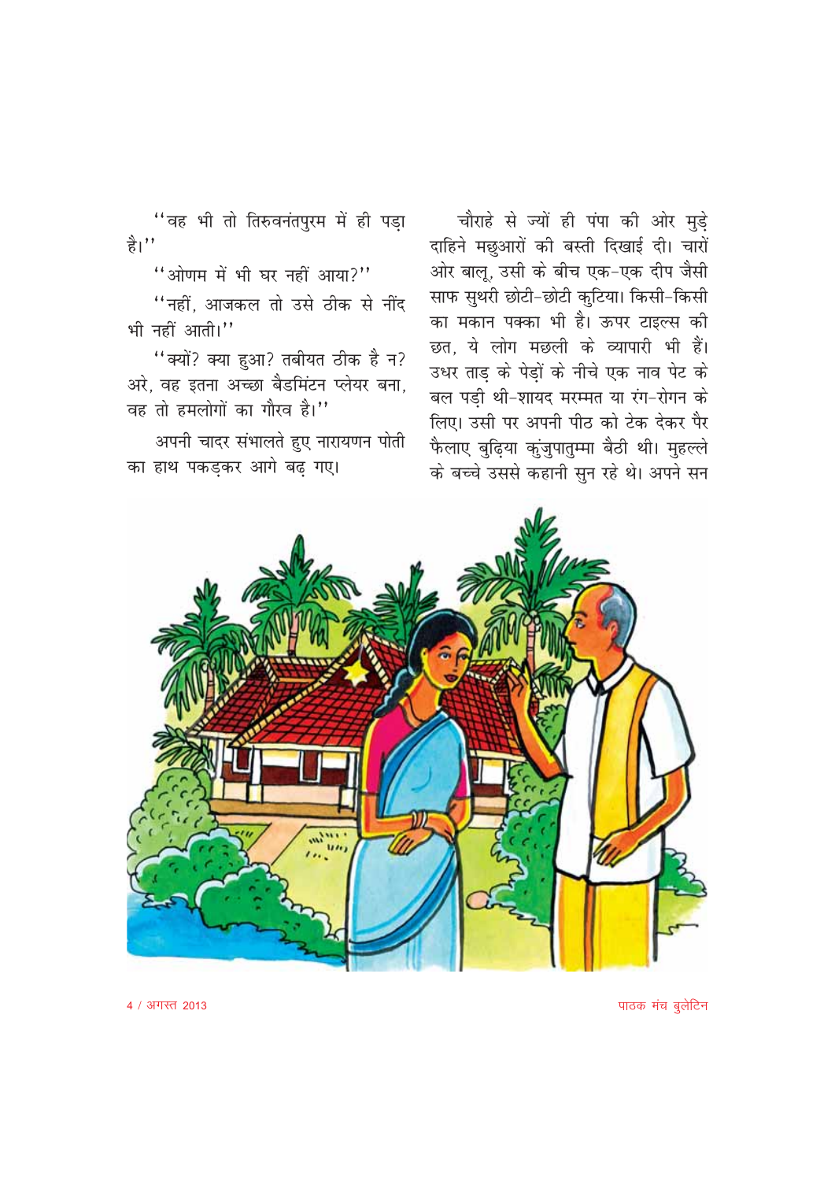"वह भी तो तिरुवनंतपुरम में ही पड़ा है।"

"ओणम में भी घर नहीं आया?"

"नहीं, आजकल तो उसे ठीक से नींद भी नहीं आती।"

"क्यों? क्या हुआ? तबीयत ठीक है न? अरे, वह इतना अच्छा बैडमिंटन प्लेयर बना, वह तो हमलोगों का गौरव है।"

अपनी चादर संभालते हुए नारायणन पोती का हाथ पकड़कर आगे बढ़ गए।

चौराहे से ज्यों ही पंपा की ओर मुड़े दाहिने मछुआरों की बस्ती दिखाई दी। चारों ओर बालू, उसी के बीच एक-एक दीप जैसी साफ सुथरी छोटी-छोटी कुटिया। किसी-किसी का मकान पक्का भी है। ऊपर टाइल्स की छत, ये लोग मछली के व्यापारी भी हैं। उधर ताड़ के पेड़ों के नीचे एक नाव पेट के बल पड़ी थी-शायद मरम्मत या रंग-रोगन के लिए। उसी पर अपनी पीठ को टेक देकर पैर फैलाए बुढ़िया कुंजुपातुम्मा बैठी थी। मुहल्ले के बच्चे उससे कहानी सुन रहे थे। अपने सन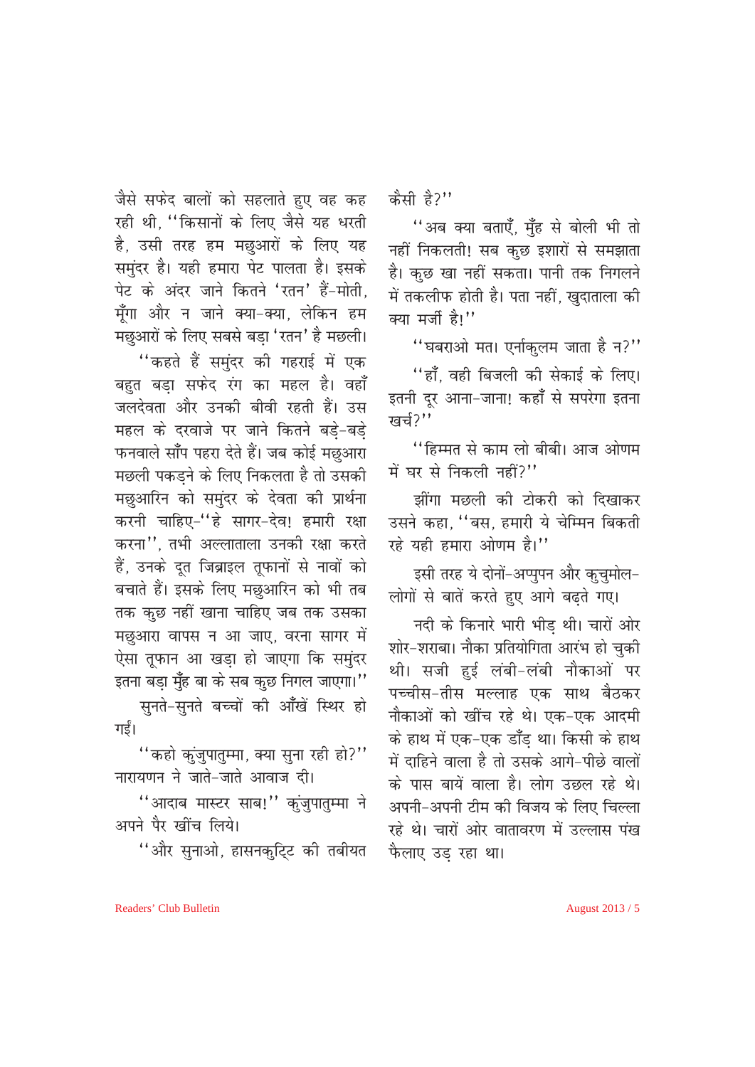जैसे सफेद बालों को सहलाते हुए वह कह रही थी, ''किसानों के लिए जैसे यह धरती है, उसी तरह हम मछुआरों के लिए यह समुंदर है। यही हमारा पेट पालता है। इसके पेट के अंदर जाने कितने 'रतन' हैं-मोती, मूँगा और न जाने क्या-क्या, लेकिन हम मछुआरों के लिए सबसे बड़ा 'रतन' है मछली।

''कहते हैं समुंदर की गहराई में एक बहुत बड़ा सफेद रंग का महल है। वहाँ जलदेवता और उनकी बीवी रहती हैं। उस महल के दरवाजे पर जाने कितने बड़े-बड़े फनवाले साँप पहरा देते हैं। जब कोई मछुआरा मछली पकड़ने के लिए निकलता है तो उसकी मछुआरिन को समुंदर के देवता की प्रार्थना करनी चाहिए-''हे सागर-देव! हमारी रक्षा करना'', तभी अल्लाताला उनकी रक्षा करते हैं, उनके दूत जिब्राइल तूफानों से नावों को बचाते हैं। इसके लिए मछुआरिन को भी तब तक कुछ नहीं खाना चाहिए जब तक उसका मछुआरा वापस न आ जाए, वरना सागर में ऐसा तूफान आ खड़ा हो जाएगा कि समुंदर इतना बड़ा मुँह बा के सब कुछ निगल जाएगा।''

सुनते-सुनते बच्चों की आँखें स्थिर हो गईं।

''कहो कुंजुपातुम्मा, क्या सुना रही हो?'' नारायणन ने जाते-जाते आवाज दी।

''आदाब मास्टर साब!'' कुंजुपातुम्मा ने अपने पैर खींच लिये।

''और सुनाओ, हासनकुट्टि की तबीयत कैसी है?''

''अब क्या बताएँ, मुँह से बोली भी तो नहीं निकलती! सब कुछ इशारों से समझाता है। कुछ खा नहीं सकता। पानी तक निगलने में तकलीफ होती है। पता नहीं, खुदाताला की क्या मर्जी है!''

''घबराओ मत। एर्नाकुलम जाता है न?''

''हाँ, वही बिजली की सेकाई के लिए। इतनी दूर आना-जाना! कहाँ से सपरेगा इतना खर्च?''

''हिम्मत से काम लो बीबी। आज ओणम में घर से निकली नहीं?''

झींगा मछली की टोकरी को दिखाकर उसने कहा, ''बस, हमारी ये चेम्मिन बिकती रहे यही हमारा ओणम है।''

इसी तरह ये दोनों-अप्पुपन और कुचुमोल-लोगों से बातें करते हुए आगे बढ़ते गए।

नदी के किनारे भारी भीड़ थी। चारों ओर शोर-शराबा। नौका प्रतियोगिता आरंभ हो चुकी थी। सजी हुई लंबी-लंबी नौकाओं पर पच्चीस-तीस मल्लाह एक साथ बैठकर नौकाओं को खींच रहे थे। एक-एक आदमी के हाथ में एक-एक डाँड़ था। किसी के हाथ में दाहिने वाला है तो उसके आगे-पीछे वालों के पास बायें वाला है। लोग उछल रहे थे। अपनी-अपनी टीम की विजय के लिए चिल्ला रहे थे। चारों ओर वातावरण में उल्लास पंख फैलाए उड़ रहा था।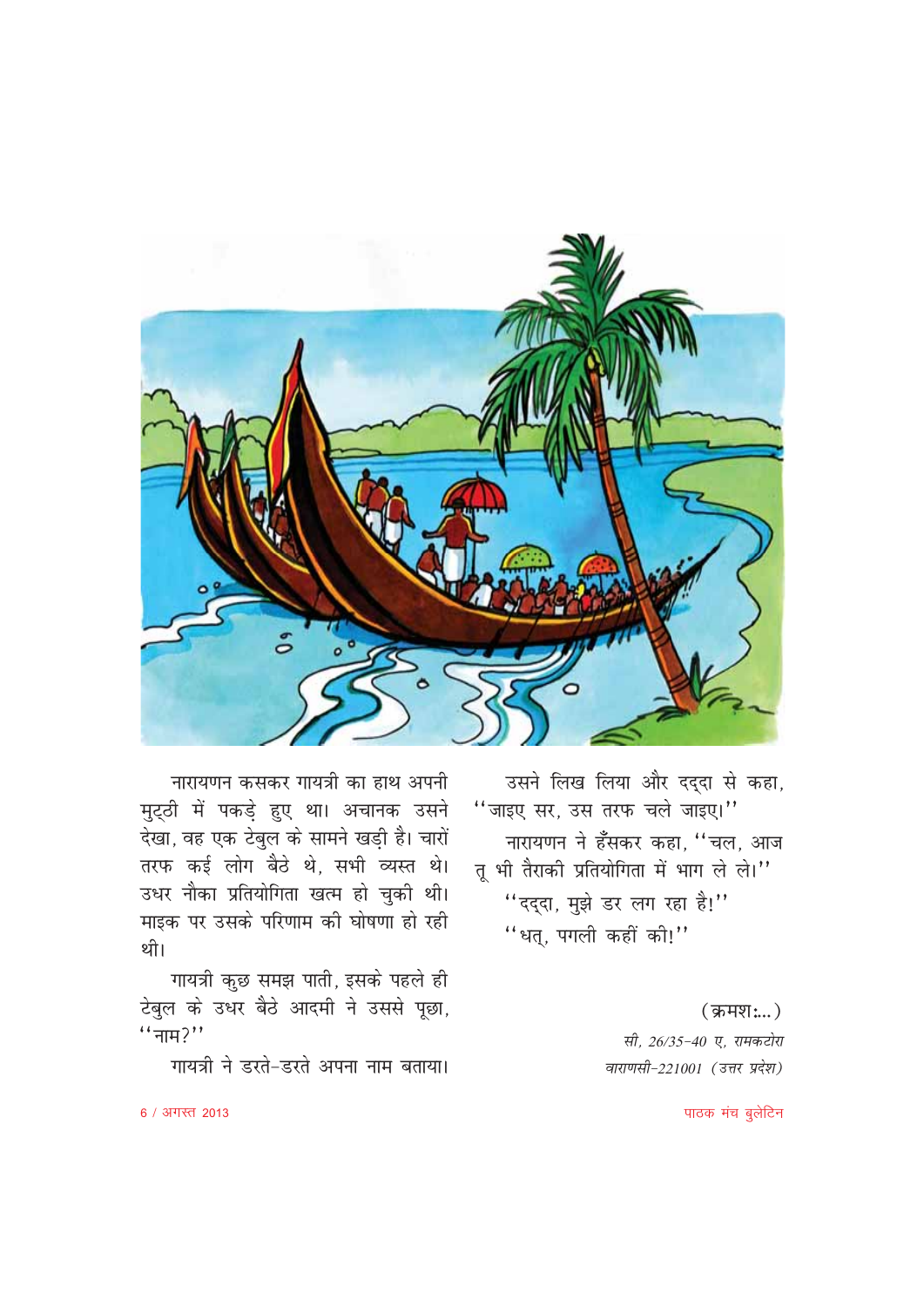नारायणन कसकर गायत्री का हाथ अपनी मुट्ठी में पकड़े हुए था। अचानक उसने देखा, वह एक टेबुल के सामने खड़ी है। चारों तरफ कई लोग बैठे थे, सभी व्यस्त थे। उधर नौका प्रतियोगिता खत्म हो चुकी थी। माइक पर उसके परिणाम की घोषणा हो रही थी।

गायत्री कुछ समझ पाती, इसके पहले ही टेबुल के उधर बैठे आदमी ने उससे पूछा, ''नाम?''

गायत्री ने डरते-डरते अपना नाम बताया। उसने लिख लिया और दद्दा से कहा, ''जाइए सर, उस तरफ चले जाइए।''

नारायणन ने हँसकर कहा, ''चल, आज तू भी तैराकी प्रतियोगिता में भाग ले ले।''

''दद्दा, मुझे डर लग रहा है!''

''धत्, पगली कहीं की!''

(क्रमशः...)

*सी, 26/35-40 ए, रामकटोरा*
*वाराणसी-221001 (उत्तर प्रदेश)*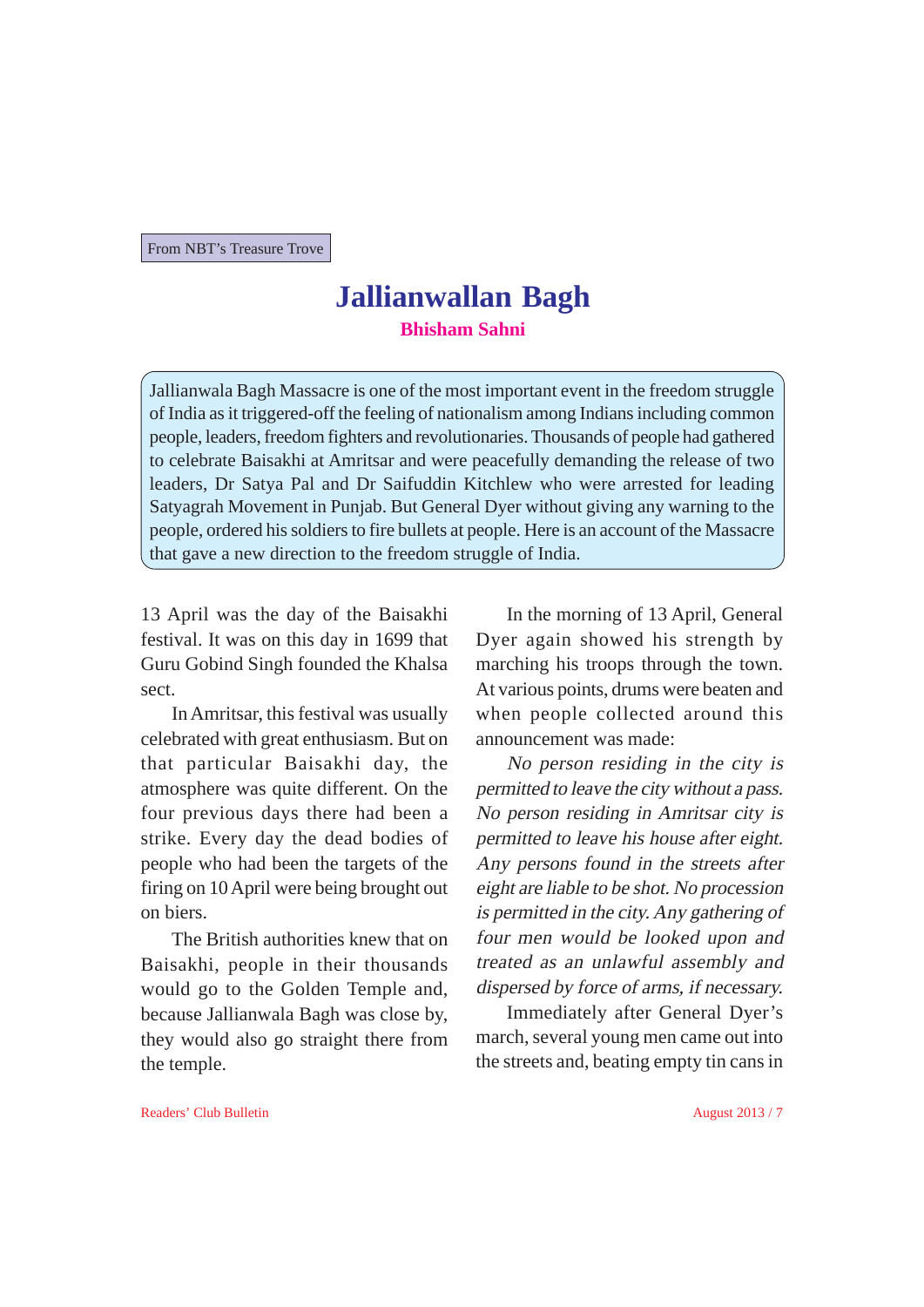From NBT's Treasure Trove

# Jallianwallan Bagh

**Bhisham Sahni**

Jallianwala Bagh Massacre is one of the most important event in the freedom struggle of India as it triggered-off the feeling of nationalism among Indians including common people, leaders, freedom fighters and revolutionaries. Thousands of people had gathered to celebrate Baisakhi at Amritsar and were peacefully demanding the release of two leaders, Dr Satya Pal and Dr Saifuddin Kitchlew who were arrested for leading Satyagrah Movement in Punjab. But General Dyer without giving any warning to the people, ordered his soldiers to fire bullets at people. Here is an account of the Massacre that gave a new direction to the freedom struggle of India.

13 April was the day of the Baisakhi festival. It was on this day in 1699 that Guru Gobind Singh founded the Khalsa sect.

In Amritsar, this festival was usually celebrated with great enthusiasm. But on that particular Baisakhi day, the atmosphere was quite different. On the four previous days there had been a strike. Every day the dead bodies of people who had been the targets of the firing on 10 April were being brought out on biers.

The British authorities knew that on Baisakhi, people in their thousands would go to the Golden Temple and, because Jallianwala Bagh was close by, they would also go straight there from the temple.

In the morning of 13 April, General Dyer again showed his strength by marching his troops through the town. At various points, drums were beaten and when people collected around this announcement was made:

*No person residing in the city is permitted to leave the city without a pass. No person residing in Amritsar city is permitted to leave his house after eight. Any persons found in the streets after eight are liable to be shot. No procession is permitted in the city. Any gathering of four men would be looked upon and treated as an unlawful assembly and dispersed by force of arms, if necessary.*

Immediately after General Dyer's march, several young men came out into the streets and, beating empty tin cans in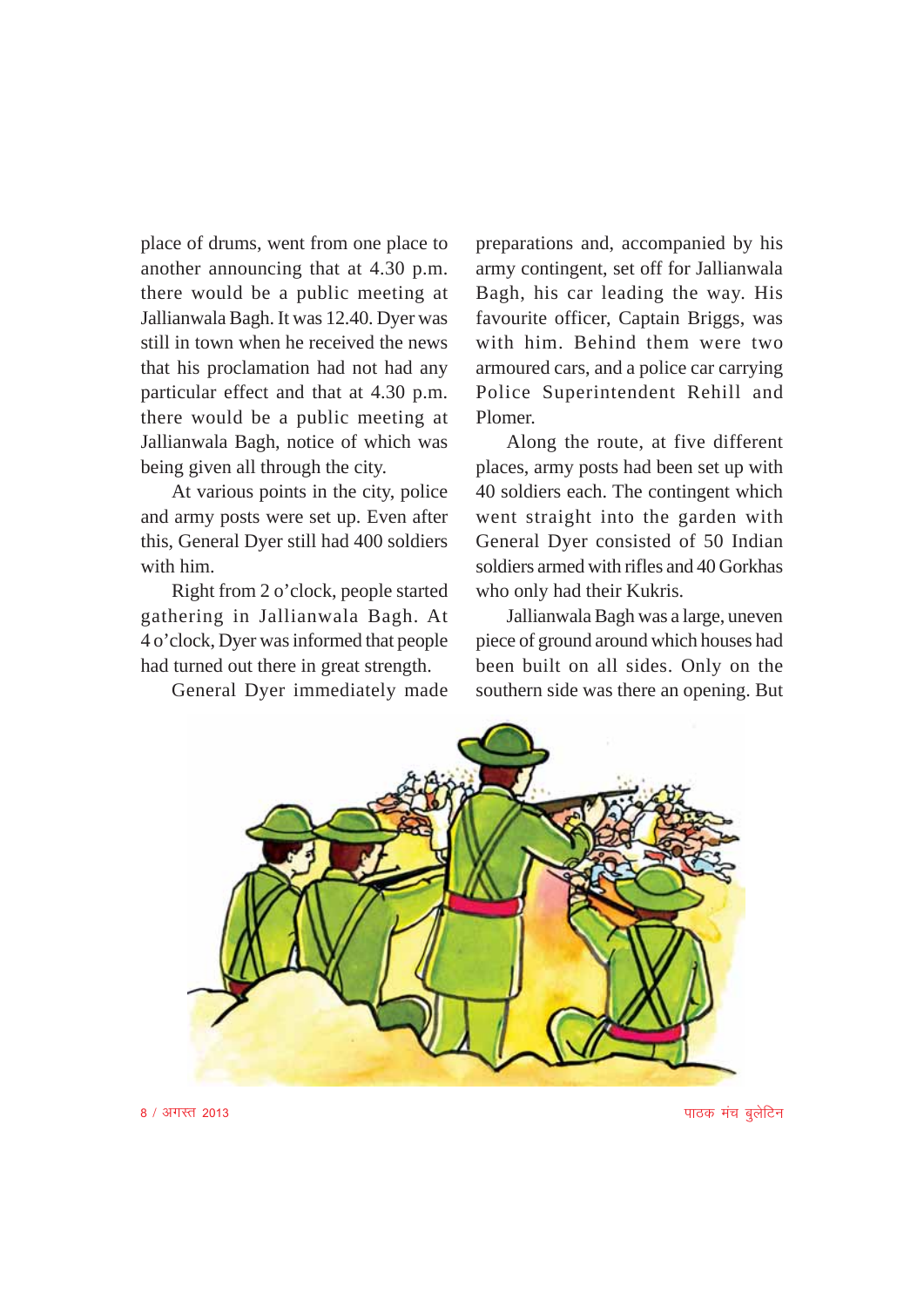place of drums, went from one place to another announcing that at 4.30 p.m. there would be a public meeting at Jallianwala Bagh. It was 12.40. Dyer was still in town when he received the news that his proclamation had not had any particular effect and that at 4.30 p.m. there would be a public meeting at Jallianwala Bagh, notice of which was being given all through the city.

At various points in the city, police and army posts were set up. Even after this, General Dyer still had 400 soldiers with him.

Right from 2 o'clock, people started gathering in Jallianwala Bagh. At 4 o'clock, Dyer was informed that people had turned out there in great strength.

General Dyer immediately made preparations and, accompanied by his army contingent, set off for Jallianwala Bagh, his car leading the way. His favourite officer, Captain Briggs, was with him. Behind them were two armoured cars, and a police car carrying Police Superintendent Rehill and Plomer.

Along the route, at five different places, army posts had been set up with 40 soldiers each. The contingent which went straight into the garden with General Dyer consisted of 50 Indian soldiers armed with rifles and 40 Gorkhas who only had their Kukris.

Jallianwala Bagh was a large, uneven piece of ground around which houses had been built on all sides. Only on the southern side was there an opening. But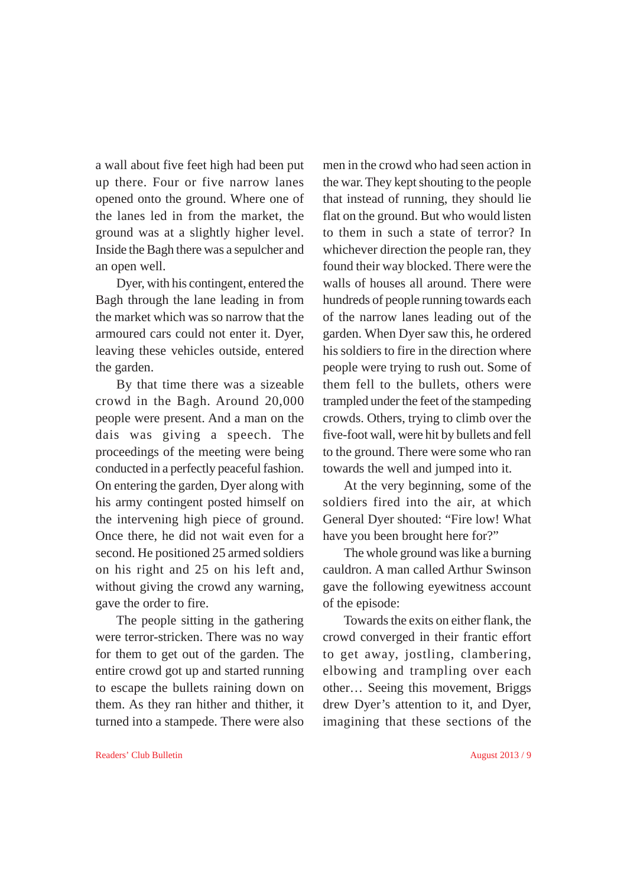a wall about five feet high had been put up there. Four or five narrow lanes opened onto the ground. Where one of the lanes led in from the market, the ground was at a slightly higher level. Inside the Bagh there was a sepulcher and an open well.

Dyer, with his contingent, entered the Bagh through the lane leading in from the market which was so narrow that the armoured cars could not enter it. Dyer, leaving these vehicles outside, entered the garden.

By that time there was a sizeable crowd in the Bagh. Around 20,000 people were present. And a man on the dais was giving a speech. The proceedings of the meeting were being conducted in a perfectly peaceful fashion. On entering the garden, Dyer along with his army contingent posted himself on the intervening high piece of ground. Once there, he did not wait even for a second. He positioned 25 armed soldiers on his right and 25 on his left and, without giving the crowd any warning, gave the order to fire.

The people sitting in the gathering were terror-stricken. There was no way for them to get out of the garden. The entire crowd got up and started running to escape the bullets raining down on them. As they ran hither and thither, it turned into a stampede. There were also men in the crowd who had seen action in the war. They kept shouting to the people that instead of running, they should lie flat on the ground. But who would listen to them in such a state of terror? In whichever direction the people ran, they found their way blocked. There were the walls of houses all around. There were hundreds of people running towards each of the narrow lanes leading out of the garden. When Dyer saw this, he ordered his soldiers to fire in the direction where people were trying to rush out. Some of them fell to the bullets, others were trampled under the feet of the stampeding crowds. Others, trying to climb over the five-foot wall, were hit by bullets and fell to the ground. There were some who ran towards the well and jumped into it.

At the very beginning, some of the soldiers fired into the air, at which General Dyer shouted: "Fire low! What have you been brought here for?"

The whole ground was like a burning cauldron. A man called Arthur Swinson gave the following eyewitness account of the episode:

Towards the exits on either flank, the crowd converged in their frantic effort to get away, jostling, clambering, elbowing and trampling over each other… Seeing this movement, Briggs drew Dyer's attention to it, and Dyer, imagining that these sections of the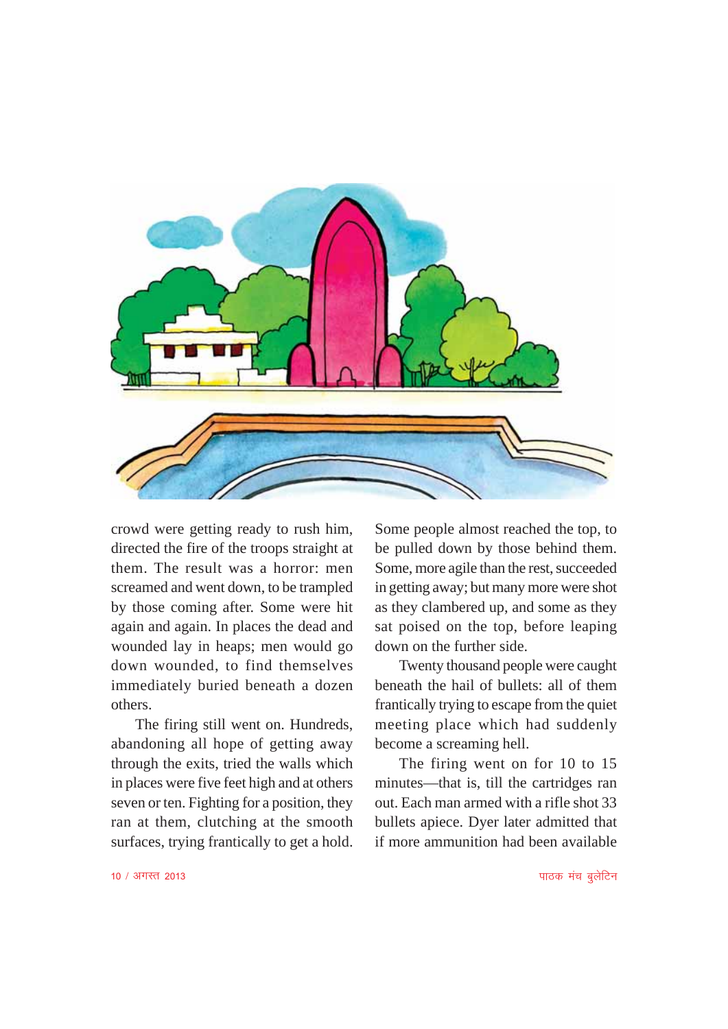crowd were getting ready to rush him, directed the fire of the troops straight at them. The result was a horror: men screamed and went down, to be trampled by those coming after. Some were hit again and again. In places the dead and wounded lay in heaps; men would go down wounded, to find themselves immediately buried beneath a dozen others.

The firing still went on. Hundreds, abandoning all hope of getting away through the exits, tried the walls which in places were five feet high and at others seven or ten. Fighting for a position, they ran at them, clutching at the smooth surfaces, trying frantically to get a hold. Some people almost reached the top, to be pulled down by those behind them. Some, more agile than the rest, succeeded in getting away; but many more were shot as they clambered up, and some as they sat poised on the top, before leaping down on the further side.

Twenty thousand people were caught beneath the hail of bullets: all of them frantically trying to escape from the quiet meeting place which had suddenly become a screaming hell.

The firing went on for 10 to 15 minutes—that is, till the cartridges ran out. Each man armed with a rifle shot 33 bullets apiece. Dyer later admitted that if more ammunition had been available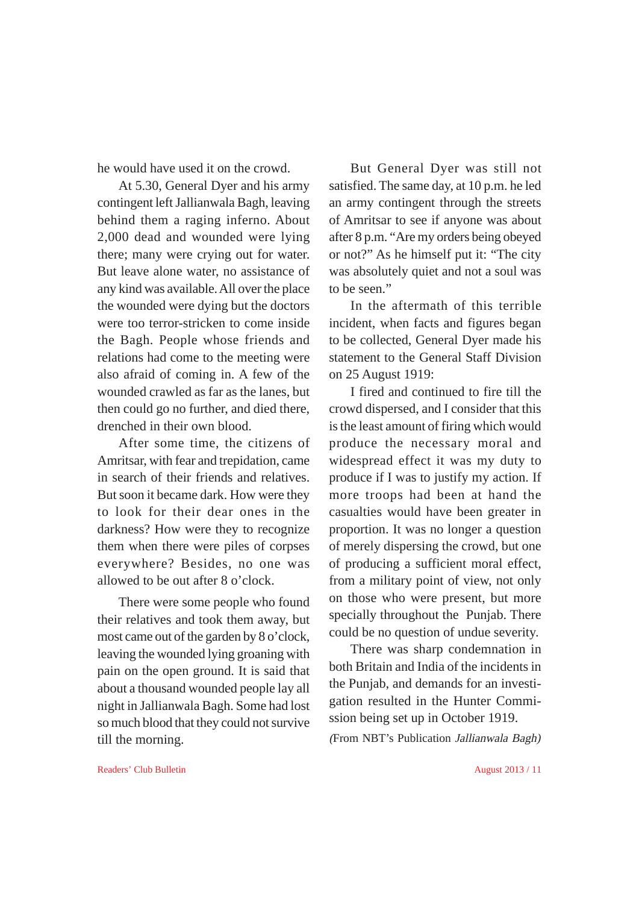he would have used it on the crowd.

At 5.30, General Dyer and his army contingent left Jallianwala Bagh, leaving behind them a raging inferno. About 2,000 dead and wounded were lying there; many were crying out for water. But leave alone water, no assistance of any kind was available. All over the place the wounded were dying but the doctors were too terror-stricken to come inside the Bagh. People whose friends and relations had come to the meeting were also afraid of coming in. A few of the wounded crawled as far as the lanes, but then could go no further, and died there, drenched in their own blood.

After some time, the citizens of Amritsar, with fear and trepidation, came in search of their friends and relatives. But soon it became dark. How were they to look for their dear ones in the darkness? How were they to recognize them when there were piles of corpses everywhere? Besides, no one was allowed to be out after 8 o'clock.

There were some people who found their relatives and took them away, but most came out of the garden by 8 o'clock, leaving the wounded lying groaning with pain on the open ground. It is said that about a thousand wounded people lay all night in Jallianwala Bagh. Some had lost so much blood that they could not survive till the morning.

But General Dyer was still not satisfied. The same day, at 10 p.m. he led an army contingent through the streets of Amritsar to see if anyone was about after 8 p.m. "Are my orders being obeyed or not?" As he himself put it: "The city was absolutely quiet and not a soul was to be seen."

In the aftermath of this terrible incident, when facts and figures began to be collected, General Dyer made his statement to the General Staff Division on 25 August 1919:

I fired and continued to fire till the crowd dispersed, and I consider that this is the least amount of firing which would produce the necessary moral and widespread effect it was my duty to produce if I was to justify my action. If more troops had been at hand the casualties would have been greater in proportion. It was no longer a question of merely dispersing the crowd, but one of producing a sufficient moral effect, from a military point of view, not only on those who were present, but more specially throughout the Punjab. There could be no question of undue severity.

There was sharp condemnation in both Britain and India of the incidents in the Punjab, and demands for an investigation resulted in the Hunter Commission being set up in October 1919.

(From NBT's Publication *Jallianwala Bagh*)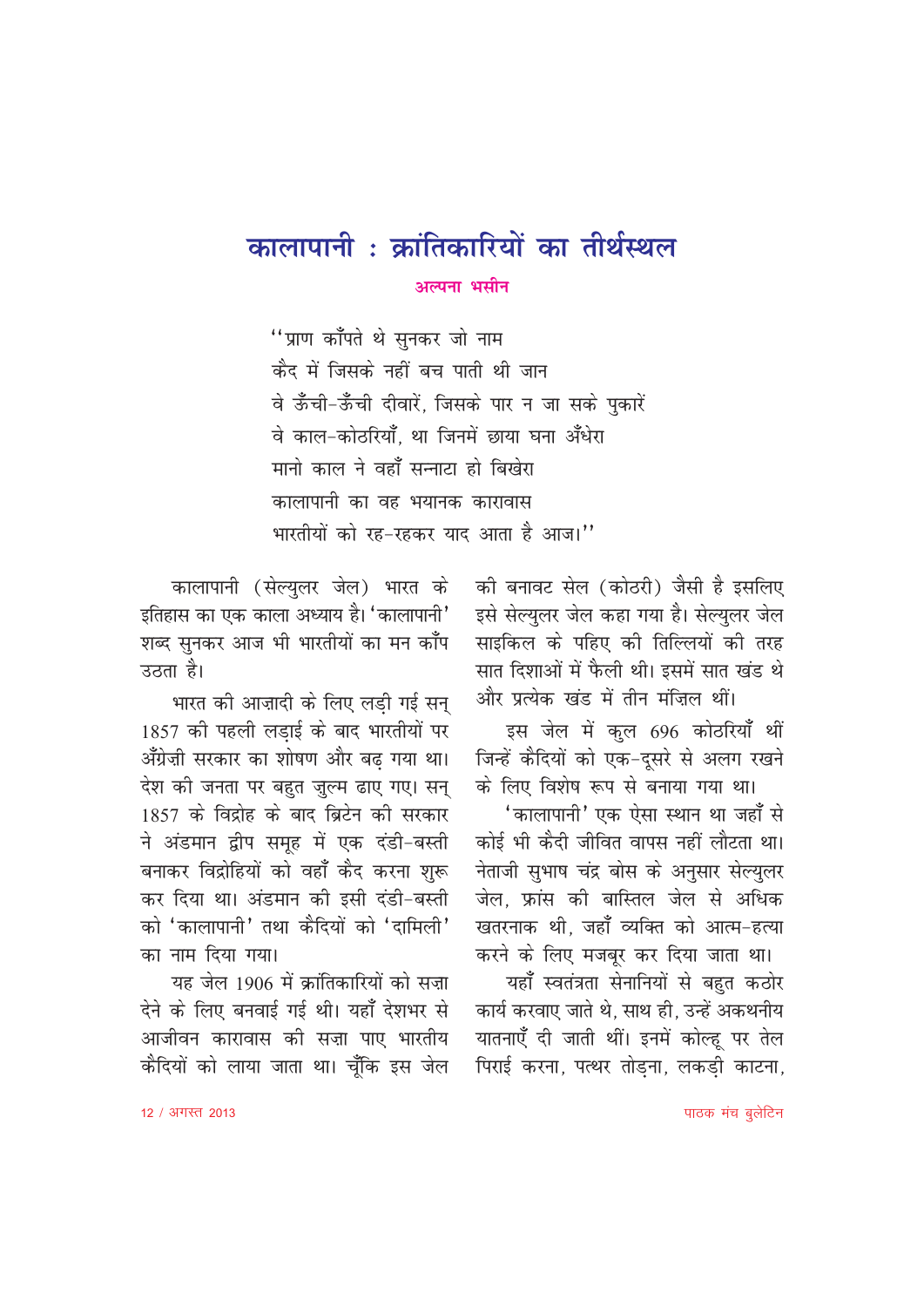# कालापानी : क्रांतिकारियों का तीर्थस्थल

**अल्पना भसीन**

''प्राण काँपते थे सुनकर जो नाम
कैद में जिसके नहीं बच पाती थी जान
वे ऊँची-ऊँची दीवारें, जिसके पार न जा सके पुकारें
वे काल-कोठरियाँ, था जिनमें छाया घना अँधेरा
मानो काल ने वहाँ सन्नाटा हो बिखेरा
कालापानी का वह भयानक कारावास
भारतीयों को रह-रहकर याद आता है आज।''

कालापानी (सेल्युलर जेल) भारत के इतिहास का एक काला अध्याय है। 'कालापानी' शब्द सुनकर आज भी भारतीयों का मन काँप उठता है।

भारत की आज़ादी के लिए लड़ी गई सन् 1857 की पहली लड़ाई के बाद भारतीयों पर अँग्रेज़ी सरकार का शोषण और बढ़ गया था। देश की जनता पर बहुत ज़ुल्म ढाए गए। सन् 1857 के विद्रोह के बाद ब्रिटेन की सरकार ने अंडमान द्वीप समूह में एक दंडी-बस्ती बनाकर विद्रोहियों को वहाँ कैद करना शुरू कर दिया था। अंडमान की इसी दंडी-बस्ती को 'कालापानी' तथा कैदियों को 'दामिली' का नाम दिया गया।

यह जेल 1906 में क्रांतिकारियों को सज़ा देने के लिए बनवाई गई थी। यहाँ देशभर से आजीवन कारावास की सज़ा पाए भारतीय कैदियों को लाया जाता था। चूँकि इस जेल की बनावट सेल (कोठरी) जैसी है इसलिए इसे सेल्युलर जेल कहा गया है। सेल्युलर जेल साइकिल के पहिए की तिल्लियों की तरह सात दिशाओं में फैली थी। इसमें सात खंड थे और प्रत्येक खंड में तीन मंज़िल थीं।

इस जेल में कुल 696 कोठरियाँ थीं जिन्हें कैदियों को एक-दूसरे से अलग रखने के लिए विशेष रूप से बनाया गया था।

'कालापानी' एक ऐसा स्थान था जहाँ से कोई भी कैदी जीवित वापस नहीं लौटता था। नेताजी सुभाष चंद्र बोस के अनुसार सेल्युलर जेल, फ्रांस की बास्तिल जेल से अधिक खतरनाक थी, जहाँ व्यक्ति को आत्म-हत्या करने के लिए मजबूर कर दिया जाता था।

यहाँ स्वतंत्रता सेनानियों से बहुत कठोर कार्य करवाए जाते थे, साथ ही, उन्हें अकथनीय यातनाएँ दी जाती थीं। इनमें कोल्हू पर तेल पिराई करना, पत्थर तोड़ना, लकड़ी काटना,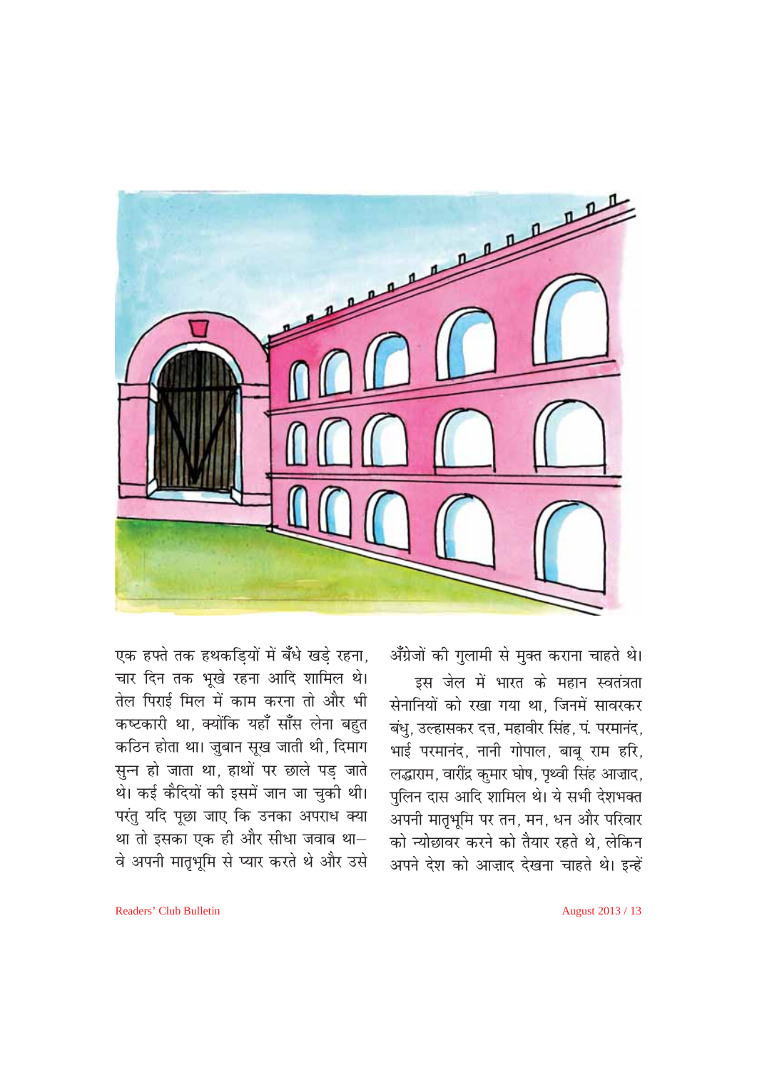एक हफ्ते तक हथकड़ियों में बँधे खड़े रहना, चार दिन तक भूखे रहना आदि शामिल थे। तेल पिराई मिल में काम करना तो और भी कष्टकारी था, क्योंकि यहाँ साँस लेना बहुत कठिन होता था। जुबान सूख जाती थी, दिमाग सुन्न हो जाता था, हाथों पर छाले पड़ जाते थे। कई कैदियों की इसमें जान जा चुकी थी। परंतु यदि पूछा जाए कि उनका अपराध क्या था तो इसका एक ही और सीधा जवाब था– वे अपनी मातृभूमि से प्यार करते थे और उसे अँग्रेजों की गुलामी से मुक्त कराना चाहते थे।

इस जेल में भारत के महान स्वतंत्रता सेनानियों को रखा गया था, जिनमें सावरकर बंधु, उल्हासकर दत्त, महावीर सिंह, पं. परमानंद, भाई परमानंद, नानी गोपाल, बाबू राम हरि, लद्धाराम, वारींद्र कुमार घोष, पृथ्वी सिंह आज़ाद, पुलिन दास आदि शामिल थे। ये सभी देशभक्त अपनी मातृभूमि पर तन, मन, धन और परिवार को न्योछावर करने को तैयार रहते थे, लेकिन अपने देश को आज़ाद देखना चाहते थे। इन्हें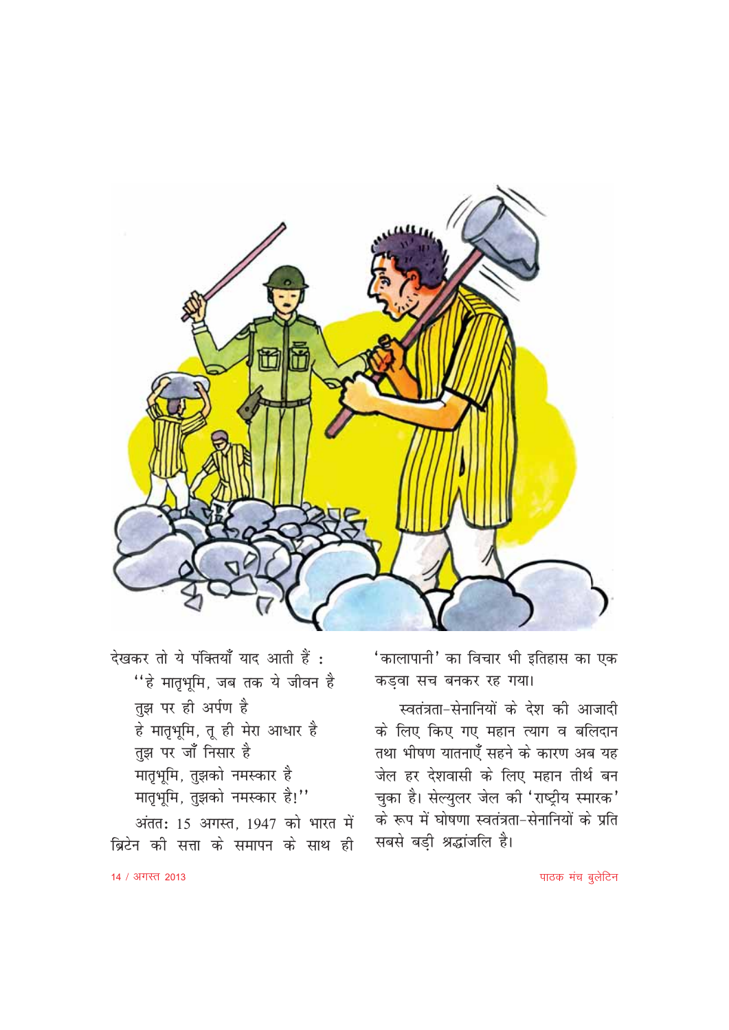देखकर तो ये पंक्तियाँ याद आती हैं :

"हे मातृभूमि, जब तक ये जीवन है
तुझ पर ही अर्पण है
हे मातृभूमि, तू ही मेरा आधार है
तुझ पर जाँ निसार है
मातृभूमि, तुझको नमस्कार है
मातृभूमि, तुझको नमस्कार है!"

अंततः 15 अगस्त, 1947 को भारत में ब्रिटेन की सत्ता के समापन के साथ ही 'कालापानी' का विचार भी इतिहास का एक कड़वा सच बनकर रह गया।

स्वतंत्रता-सेनानियों के देश की आजादी के लिए किए गए महान त्याग व बलिदान तथा भीषण यातनाएँ सहने के कारण अब यह जेल हर देशवासी के लिए महान तीर्थ बन चुका है। सेल्युलर जेल की 'राष्ट्रीय स्मारक' के रूप में घोषणा स्वतंत्रता-सेनानियों के प्रति सबसे बड़ी श्रद्धांजलि है।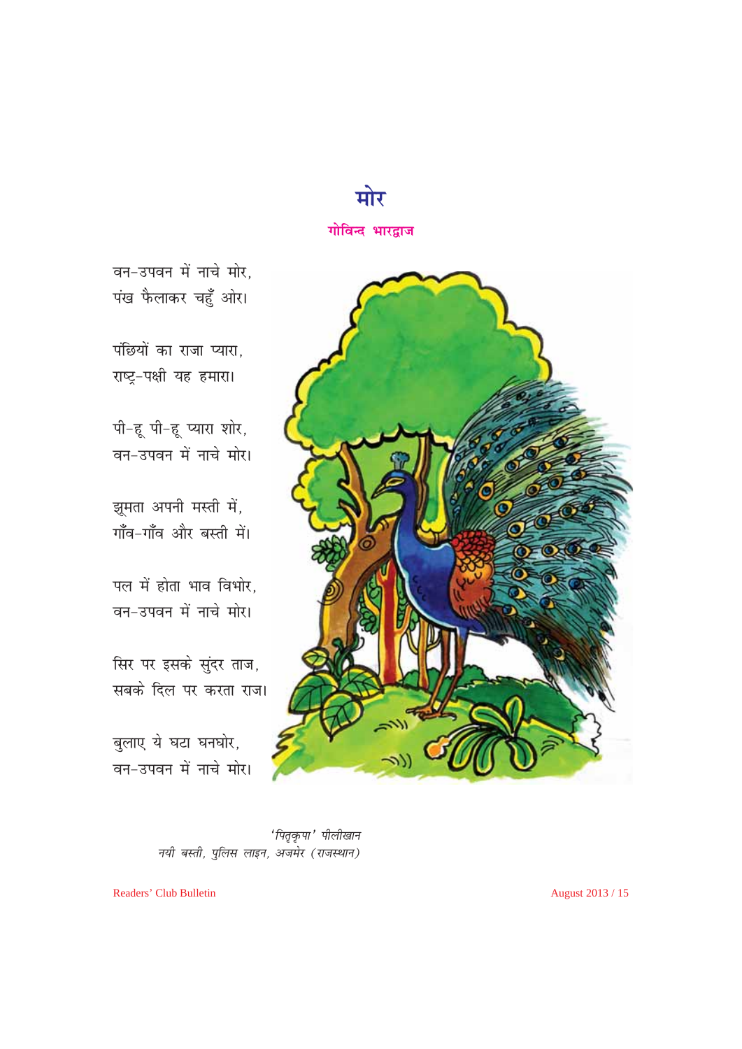# मोर

**गोविन्द भारद्वाज**

वन-उपवन में नाचे मोर,  
पंख फैलाकर चहुँ ओर।

पंछियों का राजा प्यारा,  
राष्ट्र-पक्षी यह हमारा।

पी-हू पी-हू प्यारा शोर,  
वन-उपवन में नाचे मोर।

झूमता अपनी मस्ती में,  
गाँव-गाँव और बस्ती में।

पल में होता भाव विभोर,  
वन-उपवन में नाचे मोर।

सिर पर इसके सुंदर ताज,  
सबके दिल पर करता राज।

बुलाए ये घटा घनघोर,  
वन-उपवन में नाचे मोर।

*'पितृकृपा' पीलीखान*  
*नयी बस्ती, पुलिस लाइन, अजमेर (राजस्थान)*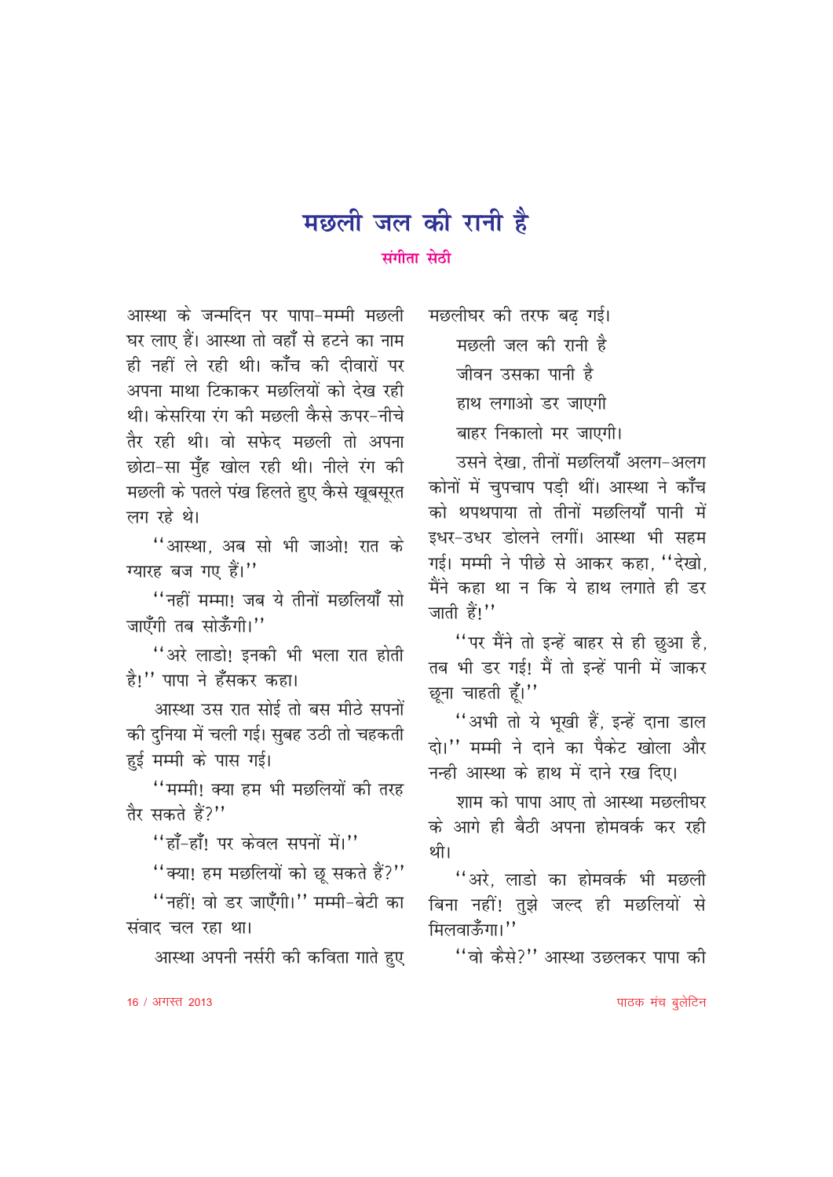# मछली जल की रानी है

**संगीता सेठी**

आस्था के जन्मदिन पर पापा-मम्मी मछली घर लाए हैं। आस्था तो वहाँ से हटने का नाम ही नहीं ले रही थी। काँच की दीवारों पर अपना माथा टिकाकर मछलियों को देख रही थी। केसरिया रंग की मछली कैसे ऊपर-नीचे तैर रही थी। वो सफेद मछली तो अपना छोटा-सा मुँह खोल रही थी। नीले रंग की मछली के पतले पंख हिलते हुए कैसे खूबसूरत लग रहे थे।

"आस्था, अब सो भी जाओ! रात के ग्यारह बज गए हैं।"

"नहीं मम्मा! जब ये तीनों मछलियाँ सो जाएँगी तब सोऊँगी।"

"अरे लाडो! इनकी भी भला रात होती है!" पापा ने हँसकर कहा।

आस्था उस रात सोई तो बस मीठे सपनों की दुनिया में चली गई। सुबह उठी तो चहकती हुई मम्मी के पास गई।

"मम्मी! क्या हम भी मछलियों की तरह तैर सकते हैं?"

"हाँ-हाँ! पर केवल सपनों में।"

"क्या! हम मछलियों को छू सकते हैं?"

"नहीं! वो डर जाएँगी।" मम्मी-बेटी का संवाद चल रहा था।

आस्था अपनी नर्सरी की कविता गाते हुए मछलीघर की तरफ बढ़ गई।

मछली जल की रानी है  
जीवन उसका पानी है  
हाथ लगाओ डर जाएगी  
बाहर निकालो मर जाएगी।

उसने देखा, तीनों मछलियाँ अलग-अलग कोनों में चुपचाप पड़ी थीं। आस्था ने काँच को थपथपाया तो तीनों मछलियाँ पानी में इधर-उधर डोलने लगीं। आस्था भी सहम गई। मम्मी ने पीछे से आकर कहा, "देखो, मैंने कहा था न कि ये हाथ लगाते ही डर जाती हैं!"

"पर मैंने तो इन्हें बाहर से ही छुआ है, तब भी डर गई! मैं तो इन्हें पानी में जाकर छूना चाहती हूँ।"

"अभी तो ये भूखी हैं, इन्हें दाना डाल दो।" मम्मी ने दाने का पैकेट खोला और नन्ही आस्था के हाथ में दाने रख दिए।

शाम को पापा आए तो आस्था मछलीघर के आगे ही बैठी अपना होमवर्क कर रही थी।

"अरे, लाडो का होमवर्क भी मछली बिना नहीं! तुझे जल्द ही मछलियों से मिलवाऊँगा।"

"वो कैसे?" आस्था उछलकर पापा की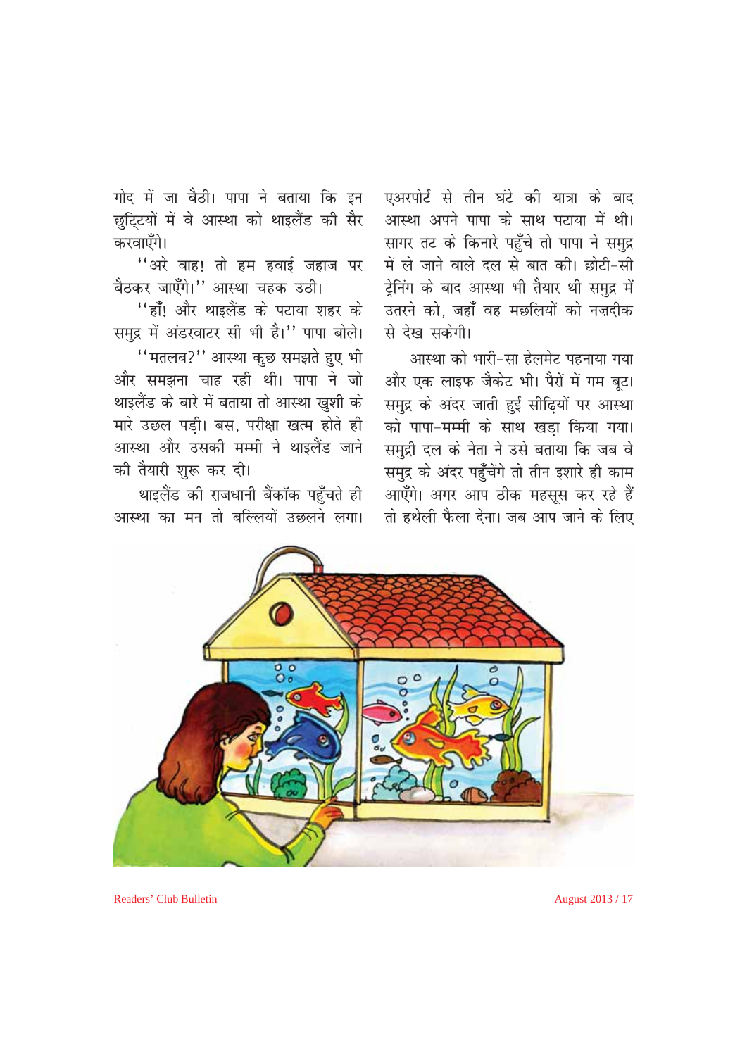गोद में जा बैठी। पापा ने बताया कि इन छुट्टियों में वे आस्था को थाइलैंड की सैर करवाएँगे।

''अरे वाह! तो हम हवाई जहाज पर बैठकर जाएँगे।'' आस्था चहक उठी।

''हाँ! और थाइलैंड के पटाया शहर के समुद्र में अंडरवाटर सी भी है।'' पापा बोले।

''मतलब?'' आस्था कुछ समझते हुए भी और समझना चाह रही थी। पापा ने जो थाइलैंड के बारे में बताया तो आस्था खुशी के मारे उछल पड़ी। बस, परीक्षा खत्म होते ही आस्था और उसकी मम्मी ने थाइलैंड जाने की तैयारी शुरू कर दी।

थाइलैंड की राजधानी बैंकॉक पहुँचते ही आस्था का मन तो बल्लियों उछलने लगा। एअरपोर्ट से तीन घंटे की यात्रा के बाद आस्था अपने पापा के साथ पटाया में थी। सागर तट के किनारे पहुँचे तो पापा ने समुद्र में ले जाने वाले दल से बात की। छोटी-सी ट्रेनिंग के बाद आस्था भी तैयार थी समुद्र में उतरने को, जहाँ वह मछलियों को नज़दीक से देख सकेगी।

आस्था को भारी-सा हेलमेट पहनाया गया और एक लाइफ जैकेट भी। पैरों में गम बूट। समुद्र के अंदर जाती हुई सीढ़ियों पर आस्था को पापा-मम्मी के साथ खड़ा किया गया। समुद्री दल के नेता ने उसे बताया कि जब वे समुद्र के अंदर पहुँचेंगे तो तीन इशारे ही काम आएँगे। अगर आप ठीक महसूस कर रहे हैं तो हथेली फैला देना। जब आप जाने के लिए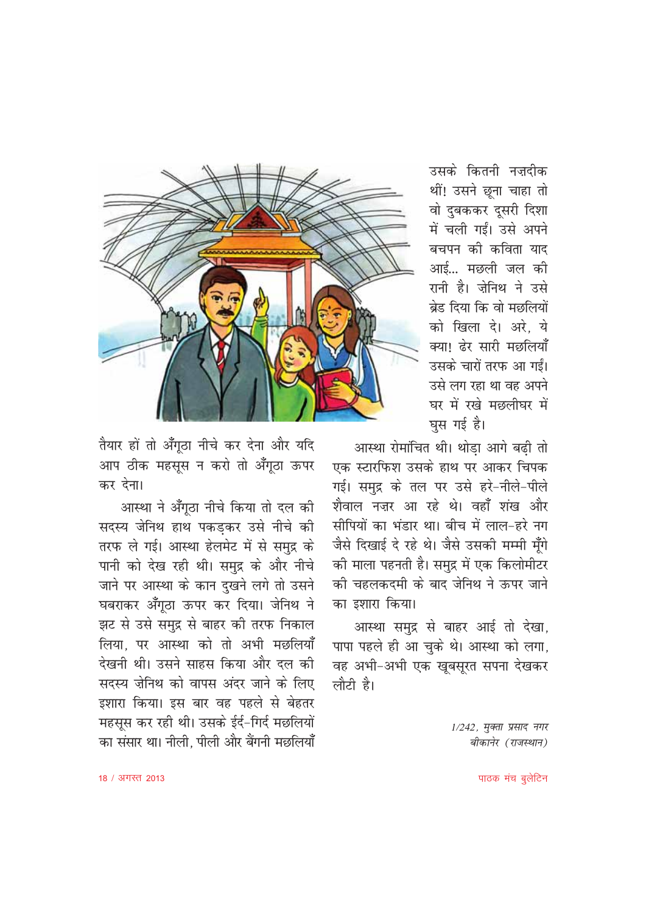उसके कितनी नज़दीक थीं! उसने छूना चाहा तो वो दुबककर दूसरी दिशा में चली गईं। उसे अपने बचपन की कविता याद आई... मछली जल की रानी है। ज़ेनिथ ने उसे ब्रेड दिया कि वो मछलियों को खिला दे। अरे, ये क्या! ढेर सारी मछलियाँ उसके चारों तरफ आ गईं। उसे लग रहा था वह अपने घर में रखे मछलीघर में घुस गई है।

तैयार हों तो अँगूठा नीचे कर देना और यदि आप ठीक महसूस न करो तो अँगूठा ऊपर कर देना।

आस्था ने अँगूठा नीचे किया तो दल की सदस्य जेनिथ हाथ पकड़कर उसे नीचे की तरफ ले गई। आस्था हेलमेट में से समुद्र के पानी को देख रही थी। समुद्र के और नीचे जाने पर आस्था के कान दुखने लगे तो उसने घबराकर अँगूठा ऊपर कर दिया। जेनिथ ने झट से उसे समुद्र से बाहर की तरफ निकाल लिया, पर आस्था को तो अभी मछलियाँ देखनी थी। उसने साहस किया और दल की सदस्य ज़ेनिथ को वापस अंदर जाने के लिए इशारा किया। इस बार वह पहले से बेहतर महसूस कर रही थी। उसके ईर्द-गिर्द मछलियों का संसार था। नीली, पीली और बैंगनी मछलियाँ

आस्था रोमांचित थी। थोड़ा आगे बढ़ी तो एक स्टारफिश उसके हाथ पर आकर चिपक गई। समुद्र के तल पर उसे हरे-नीले-पीले शैवाल नज़र आ रहे थे। वहाँ शंख और सीपियों का भंडार था। बीच में लाल-हरे नग जैसे दिखाई दे रहे थे। जैसे उसकी मम्मी मूँगे की माला पहनती है। समुद्र में एक किलोमीटर की चहलकदमी के बाद जेनिथ ने ऊपर जाने का इशारा किया।

आस्था समुद्र से बाहर आई तो देखा, पापा पहले ही आ चुके थे। आस्था को लगा, वह अभी-अभी एक खूबसूरत सपना देखकर लौटी है।

*1/242, मुक्ता प्रसाद नगर*
*बीकानेर (राजस्थान)*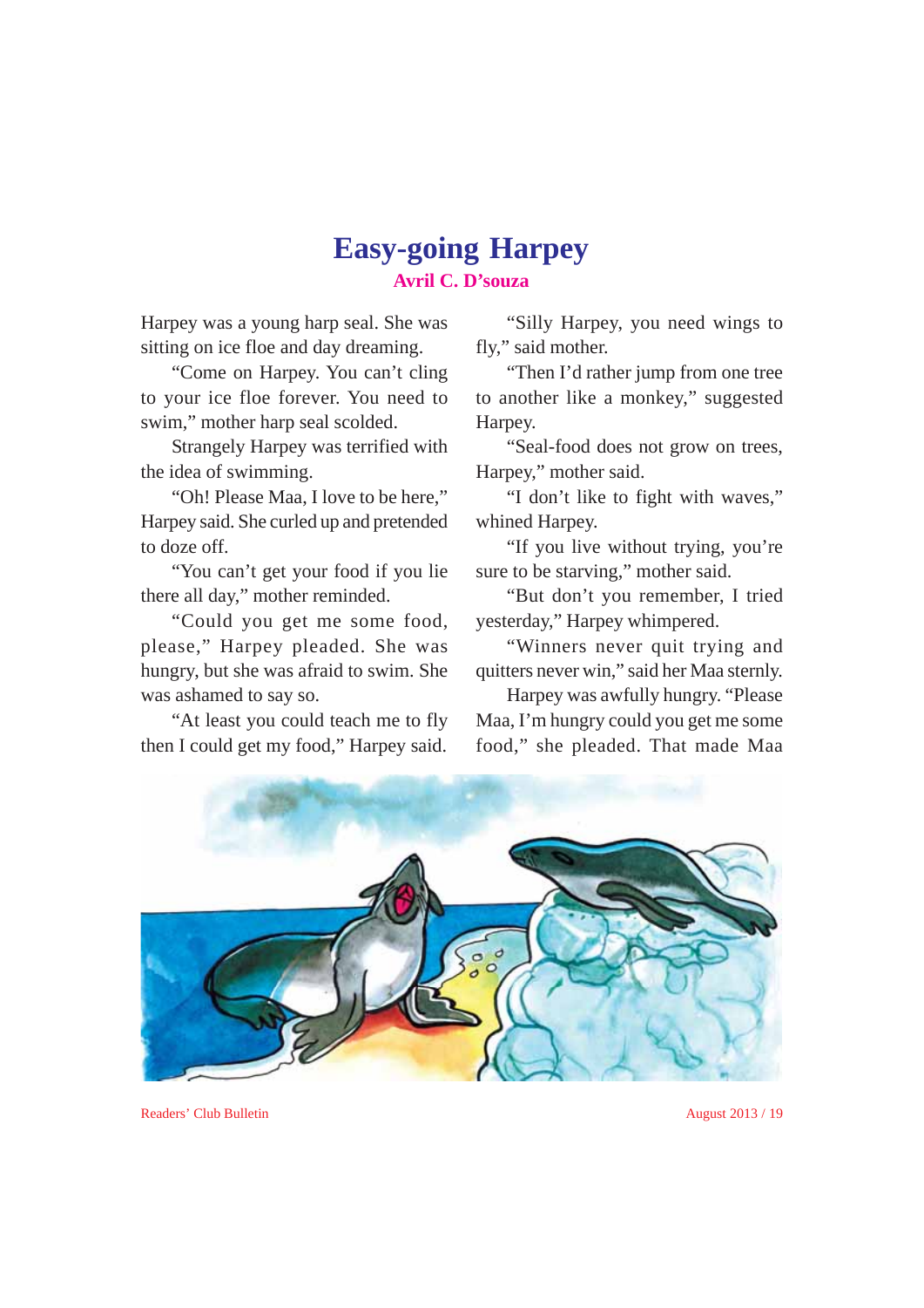# Easy-going Harpey

**Avril C. D'souza**

Harpey was a young harp seal. She was sitting on ice floe and day dreaming.

"Come on Harpey. You can't cling to your ice floe forever. You need to swim," mother harp seal scolded.

Strangely Harpey was terrified with the idea of swimming.

"Oh! Please Maa, I love to be here," Harpey said. She curled up and pretended to doze off.

"You can't get your food if you lie there all day," mother reminded.

"Could you get me some food, please," Harpey pleaded. She was hungry, but she was afraid to swim. She was ashamed to say so.

"At least you could teach me to fly then I could get my food," Harpey said.

"Silly Harpey, you need wings to fly," said mother.

"Then I'd rather jump from one tree to another like a monkey," suggested Harpey.

"Seal-food does not grow on trees, Harpey," mother said.

"I don't like to fight with waves," whined Harpey.

"If you live without trying, you're sure to be starving," mother said.

"But don't you remember, I tried yesterday," Harpey whimpered.

"Winners never quit trying and quitters never win," said her Maa sternly.

Harpey was awfully hungry. "Please Maa, I'm hungry could you get me some food," she pleaded. That made Maa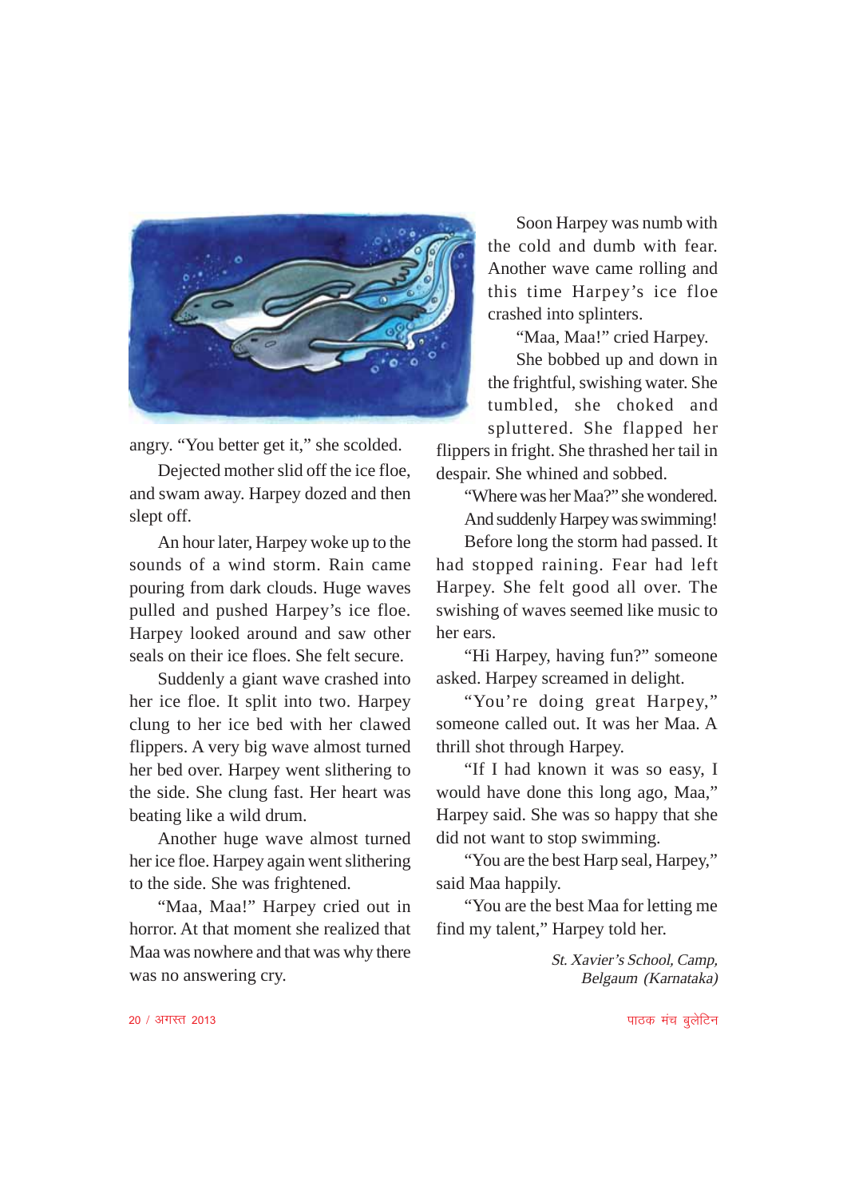angry. "You better get it," she scolded.

Dejected mother slid off the ice floe, and swam away. Harpey dozed and then slept off.

An hour later, Harpey woke up to the sounds of a wind storm. Rain came pouring from dark clouds. Huge waves pulled and pushed Harpey's ice floe. Harpey looked around and saw other seals on their ice floes. She felt secure.

Suddenly a giant wave crashed into her ice floe. It split into two. Harpey clung to her ice bed with her clawed flippers. A very big wave almost turned her bed over. Harpey went slithering to the side. She clung fast. Her heart was beating like a wild drum.

Another huge wave almost turned her ice floe. Harpey again went slithering to the side. She was frightened.

"Maa, Maa!" Harpey cried out in horror. At that moment she realized that Maa was nowhere and that was why there was no answering cry.

Soon Harpey was numb with the cold and dumb with fear. Another wave came rolling and this time Harpey's ice floe crashed into splinters.

"Maa, Maa!" cried Harpey.

She bobbed up and down in the frightful, swishing water. She tumbled, she choked and spluttered. She flapped her flippers in fright. She thrashed her tail in despair. She whined and sobbed.

"Where was her Maa?" she wondered.

And suddenly Harpey was swimming!

Before long the storm had passed. It had stopped raining. Fear had left Harpey. She felt good all over. The swishing of waves seemed like music to her ears.

"Hi Harpey, having fun?" someone asked. Harpey screamed in delight.

"You're doing great Harpey," someone called out. It was her Maa. A thrill shot through Harpey.

"If I had known it was so easy, I would have done this long ago, Maa," Harpey said. She was so happy that she did not want to stop swimming.

"You are the best Harp seal, Harpey," said Maa happily.

"You are the best Maa for letting me find my talent," Harpey told her.

*St. Xavier's School, Camp, Belgaum (Karnataka)*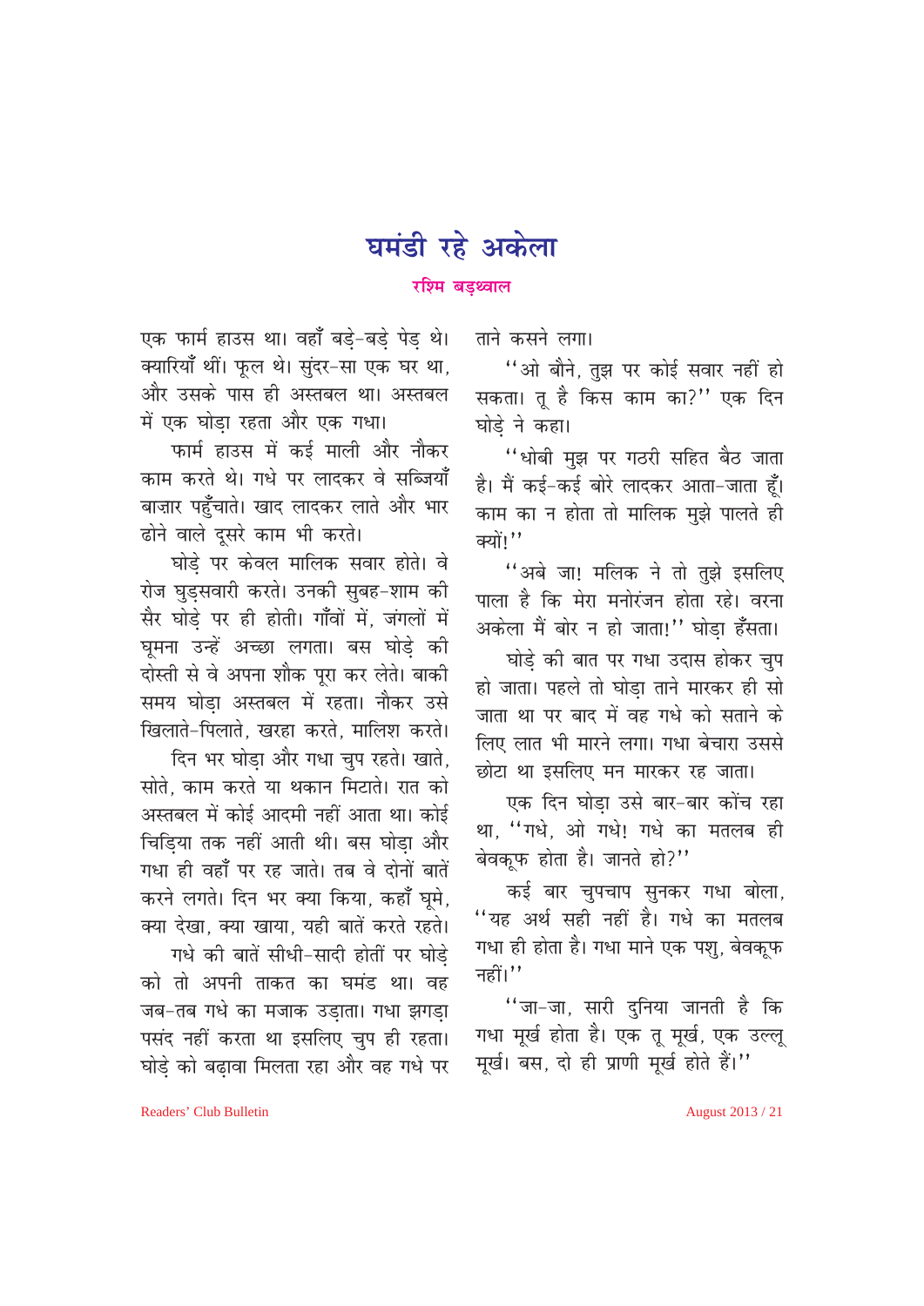# घमंडी रहे अकेला

**रश्मि बड़थ्वाल**

एक फार्म हाउस था। वहाँ बड़े-बड़े पेड़ थे। क्यारियाँ थीं। फूल थे। सुंदर-सा एक घर था, और उसके पास ही अस्तबल था। अस्तबल में एक घोड़ा रहता और एक गधा।

फार्म हाउस में कई माली और नौकर काम करते थे। गधे पर लादकर वे सब्जियाँ बाज़ार पहुँचाते। खाद लादकर लाते और भार ढोने वाले दूसरे काम भी करते।

घोड़े पर केवल मालिक सवार होते। वे रोज घुड़सवारी करते। उनकी सुबह-शाम की सैर घोड़े पर ही होती। गाँवों में, जंगलों में घूमना उन्हें अच्छा लगता। बस घोड़े की दोस्ती से वे अपना शौक पूरा कर लेते। बाकी समय घोड़ा अस्तबल में रहता। नौकर उसे खिलाते-पिलाते, खरहा करते, मालिश करते।

दिन भर घोड़ा और गधा चुप रहते। खाते, सोते, काम करते या थकान मिटाते। रात को अस्तबल में कोई आदमी नहीं आता था। कोई चिड़िया तक नहीं आती थी। बस घोड़ा और गधा ही वहाँ पर रह जाते। तब वे दोनों बातें करने लगते। दिन भर क्या किया, कहाँ घूमे, क्या देखा, क्या खाया, यही बातें करते रहते।

गधे की बातें सीधी-सादी होतीं पर घोड़े को तो अपनी ताकत का घमंड था। वह जब-तब गधे का मजाक उड़ाता। गधा झगड़ा पसंद नहीं करता था इसलिए चुप ही रहता। घोड़े को बढ़ावा मिलता रहा और वह गधे पर ताने कसने लगा।

"ओ बौने, तुझ पर कोई सवार नहीं हो सकता। तू है किस काम का?" एक दिन घोड़े ने कहा।

"धोबी मुझ पर गठरी सहित बैठ जाता है। मैं कई-कई बोरे लादकर आता-जाता हूँ। काम का न होता तो मालिक मुझे पालते ही क्यों!"

"अबे जा! मलिक ने तो तुझे इसलिए पाला है कि मेरा मनोरंजन होता रहे। वरना अकेला मैं बोर न हो जाता!" घोड़ा हँसता।

घोड़े की बात पर गधा उदास होकर चुप हो जाता। पहले तो घोड़ा ताने मारकर ही सो जाता था पर बाद में वह गधे को सताने के लिए लात भी मारने लगा। गधा बेचारा उससे छोटा था इसलिए मन मारकर रह जाता।

एक दिन घोड़ा उसे बार-बार कोंच रहा था, "गधे, ओ गधे! गधे का मतलब ही बेवकूफ होता है। जानते हो?"

कई बार चुपचाप सुनकर गधा बोला, "यह अर्थ सही नहीं है। गधे का मतलब गधा ही होता है। गधा माने एक पशु, बेवकूफ नहीं।"

"जा-जा, सारी दुनिया जानती है कि गधा मूर्ख होता है। एक तू मूर्ख, एक उल्लू मूर्ख। बस, दो ही प्राणी मूर्ख होते हैं।"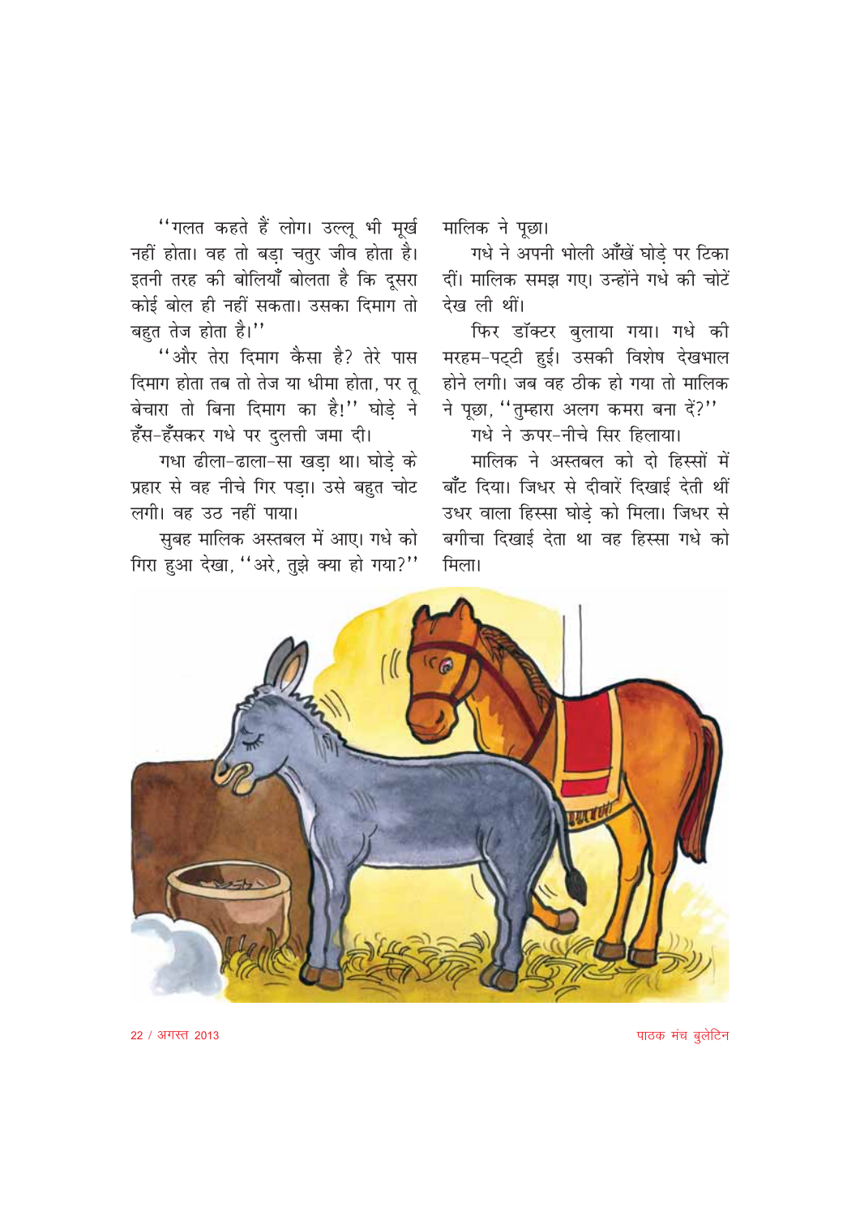"गलत कहते हैं लोग। उल्लू भी मूर्ख नहीं होता। वह तो बड़ा चतुर जीव होता है। इतनी तरह की बोलियाँ बोलता है कि दूसरा कोई बोल ही नहीं सकता। उसका दिमाग तो बहुत तेज होता है।"

"और तेरा दिमाग कैसा है? तेरे पास दिमाग होता तब तो तेज या धीमा होता, पर तू बेचारा तो बिना दिमाग का है!" घोड़े ने हँस-हँसकर गधे पर दुलत्ती जमा दी।

गधा ढीला-ढाला-सा खड़ा था। घोड़े के प्रहार से वह नीचे गिर पड़ा। उसे बहुत चोट लगी। वह उठ नहीं पाया।

सुबह मालिक अस्तबल में आए। गधे को गिरा हुआ देखा, "अरे, तुझे क्या हो गया?" मालिक ने पूछा।

गधे ने अपनी भोली आँखें घोड़े पर टिका दीं। मालिक समझ गए। उन्होंने गधे की चोटें देख ली थीं।

फिर डॉक्टर बुलाया गया। गधे की मरहम-पट्टी हुई। उसकी विशेष देखभाल होने लगी। जब वह ठीक हो गया तो मालिक ने पूछा, "तुम्हारा अलग कमरा बना दें?"

गधे ने ऊपर-नीचे सिर हिलाया।

मालिक ने अस्तबल को दो हिस्सों में बाँट दिया। जिधर से दीवारें दिखाई देती थीं उधर वाला हिस्सा घोड़े को मिला। जिधर से बगीचा दिखाई देता था वह हिस्सा गधे को मिला।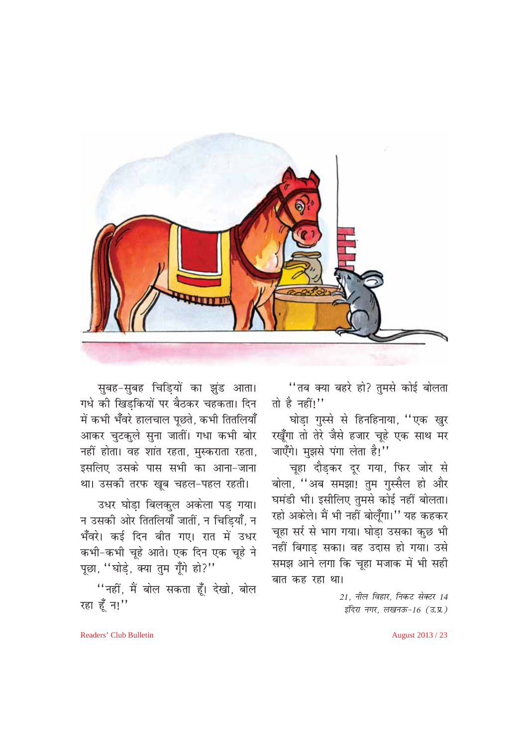सुबह-सुबह चिड़ियों का झुंड आता। गधे की खिड़कियों पर बैठकर चहकता। दिन में कभी भँवरे हालचाल पूछते, कभी तितलियाँ आकर चुटकुले सुना जातीं। गधा कभी बोर नहीं होता। वह शांत रहता, मुस्कराता रहता, इसलिए उसके पास सभी का आना-जाना था। उसकी तरफ खूब चहल-पहल रहती।

उधर घोड़ा बिलकुल अकेला पड़ गया। न उसकी ओर तितलियाँ जातीं, न चिड़ियाँ, न भँवरे। कई दिन बीत गए। रात में उधर कभी-कभी चूहे आते। एक दिन एक चूहे ने पूछा, ''घोड़े, क्या तुम गूँगे हो?''

''नहीं, मैं बोल सकता हूँ। देखो, बोल रहा हूँ न!''

''तब क्या बहरे हो? तुमसे कोई बोलता तो है नहीं!''

घोड़ा गुस्से से हिनहिनाया, ''एक खुर रखूँगा तो तेरे जैसे हजार चूहे एक साथ मर जाएँगे। मुझसे पंगा लेता है!''

चूहा दौड़कर दूर गया, फिर जोर से बोला, ''अब समझा! तुम गुस्सैल हो और घमंडी भी। इसीलिए तुमसे कोई नहीं बोलता। रहो अकेले। मैं भी नहीं बोलूँगा।'' यह कहकर चूहा सर्र से भाग गया। घोड़ा उसका कुछ भी नहीं बिगाड़ सका। वह उदास हो गया। उसे समझ आने लगा कि चूहा मजाक में भी सही बात कह रहा था।

*21, नील विहार, निकट सेक्टर 14*
*इंदिरा नगर, लखनऊ-16 (उ.प्र.)*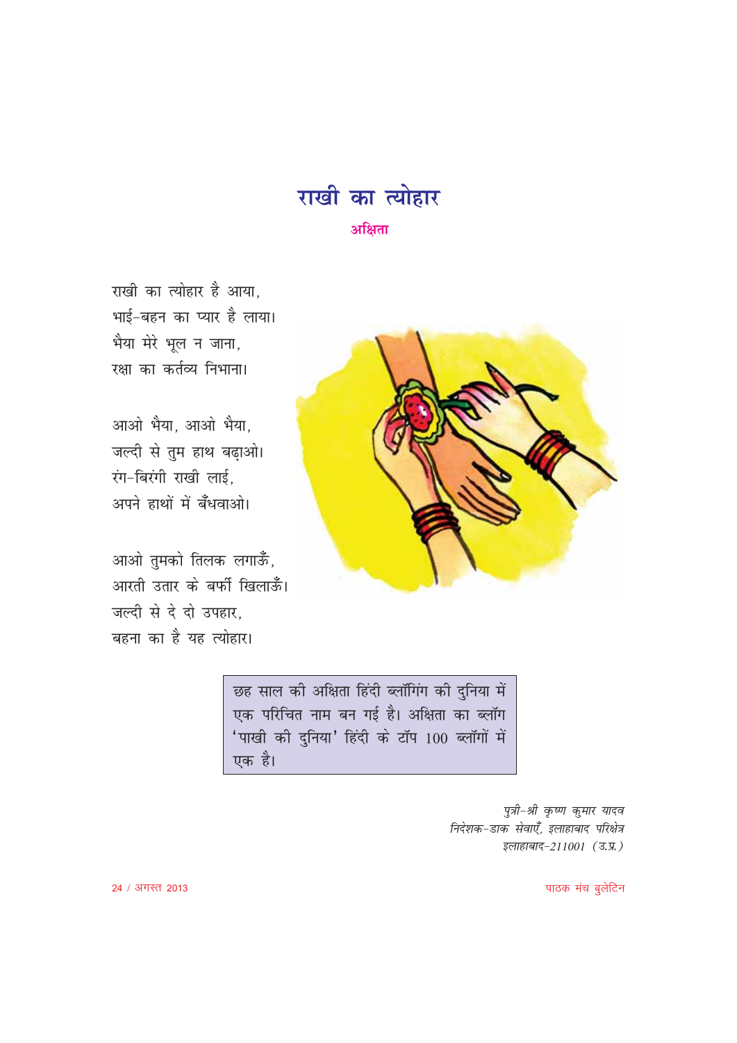# राखी का त्योहार

**अक्षिता**

राखी का त्योहार है आया,
भाई-बहन का प्यार है लाया।
भैया मेरे भूल न जाना,
रक्षा का कर्तव्य निभाना।

आओ भैया, आओ भैया,
जल्दी से तुम हाथ बढ़ाओ।
रंग-बिरंगी राखी लाई,
अपने हाथों में बँधवाओ।

आओ तुमको तिलक लगाऊँ,
आरती उतार के बर्फी खिलाऊँ।
जल्दी से दे दो उपहार,
बहना का है यह त्योहार।

> छह साल की अक्षिता हिंदी ब्लॉगिंग की दुनिया में एक परिचित नाम बन गई है। अक्षिता का ब्लॉग 'पाखी की दुनिया' हिंदी के टॉप 100 ब्लॉगों में एक है।

*पुत्री-श्री कृष्ण कुमार यादव*
*निदेशक-डाक सेवाएँ, इलाहाबाद परिक्षेत्र*
*इलाहाबाद-211001 (उ.प्र.)*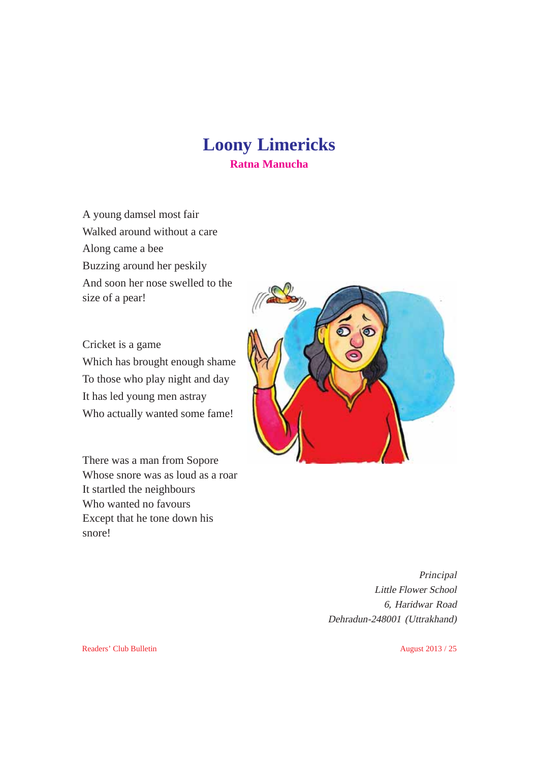# Loony Limericks

**Ratna Manucha**

A young damsel most fair  
Walked around without a care  
Along came a bee  
Buzzing around her peskily  
And soon her nose swelled to the size of a pear!

Cricket is a game  
Which has brought enough shame  
To those who play night and day  
It has led young men astray  
Who actually wanted some fame!

There was a man from Sopore  
Whose snore was as loud as a roar  
It startled the neighbours  
Who wanted no favours  
Except that he tone down his snore!

*Principal*  
*Little Flower School*  
*6, Haridwar Road*  
*Dehradun-248001 (Uttrakhand)*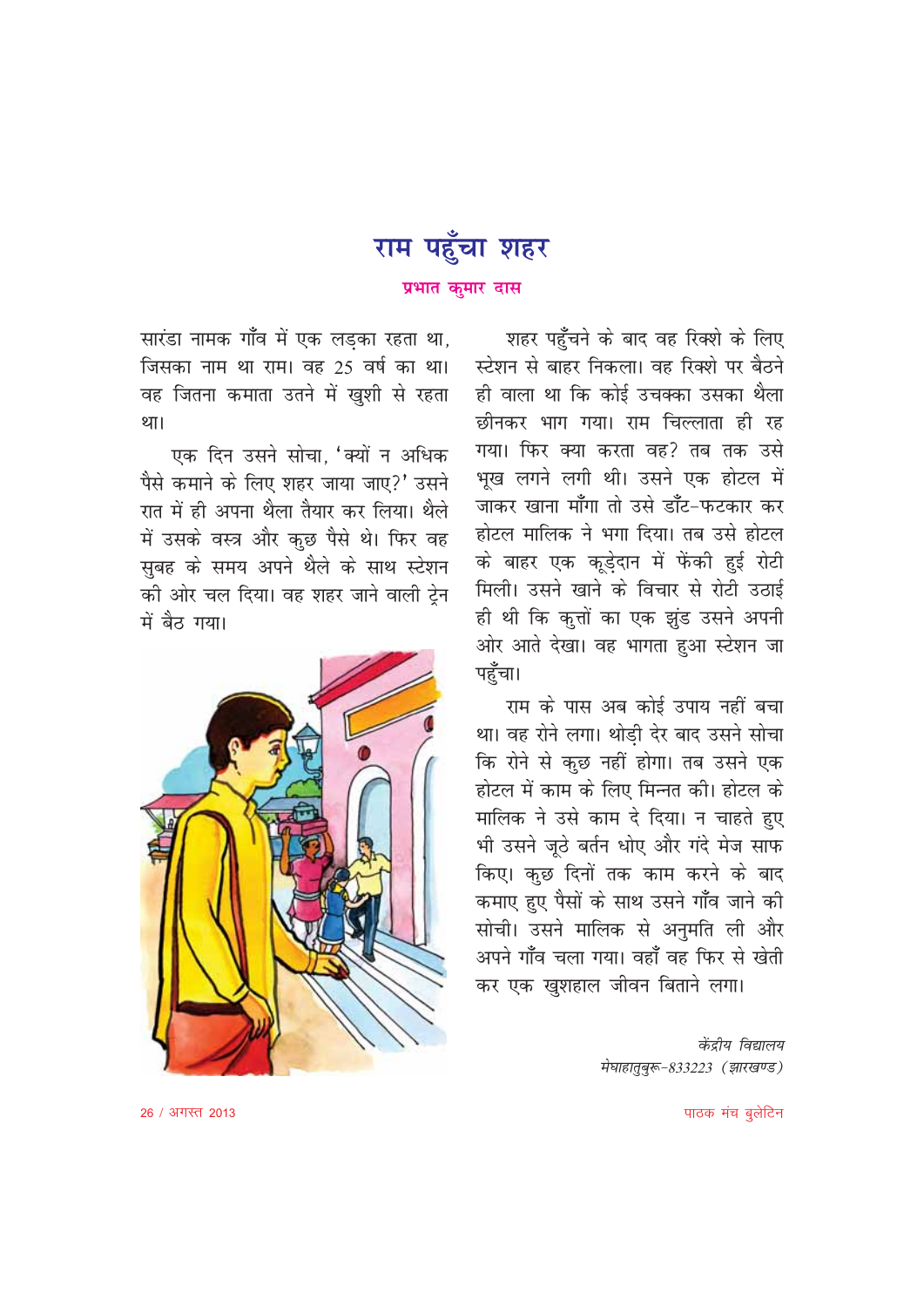# राम पहुँचा शहर

**प्रभात कुमार दास**

सारंडा नामक गाँव में एक लड़का रहता था, जिसका नाम था राम। वह 25 वर्ष का था। वह जितना कमाता उतने में खुशी से रहता था।

एक दिन उसने सोचा, 'क्यों न अधिक पैसे कमाने के लिए शहर जाया जाए?' उसने रात में ही अपना थैला तैयार कर लिया। थैले में उसके वस्त्र और कुछ पैसे थे। फिर वह सुबह के समय अपने थैले के साथ स्टेशन की ओर चल दिया। वह शहर जाने वाली ट्रेन में बैठ गया।

शहर पहुँचने के बाद वह रिक्शे के लिए स्टेशन से बाहर निकला। वह रिक्शे पर बैठने ही वाला था कि कोई उचक्का उसका थैला छीनकर भाग गया। राम चिल्लाता ही रह गया। फिर क्या करता वह? तब तक उसे भूख लगने लगी थी। उसने एक होटल में जाकर खाना माँगा तो उसे डाँट-फटकार कर होटल मालिक ने भगा दिया। तब उसे होटल के बाहर एक कूड़ेदान में फेंकी हुई रोटी मिली। उसने खाने के विचार से रोटी उठाई ही थी कि कुत्तों का एक झुंड उसने अपनी ओर आते देखा। वह भागता हुआ स्टेशन जा पहुँचा।

राम के पास अब कोई उपाय नहीं बचा था। वह रोने लगा। थोड़ी देर बाद उसने सोचा कि रोने से कुछ नहीं होगा। तब उसने एक होटल में काम के लिए मिन्नत की। होटल के मालिक ने उसे काम दे दिया। न चाहते हुए भी उसने जूठे बर्तन धोए और गंदे मेज साफ किए। कुछ दिनों तक काम करने के बाद कमाए हुए पैसों के साथ उसने गाँव जाने की सोची। उसने मालिक से अनुमति ली और अपने गाँव चला गया। वहाँ वह फिर से खेती कर एक खुशहाल जीवन बिताने लगा।

*केंद्रीय विद्यालय*
*मेघाहातुबुरू-833223 (झारखण्ड)*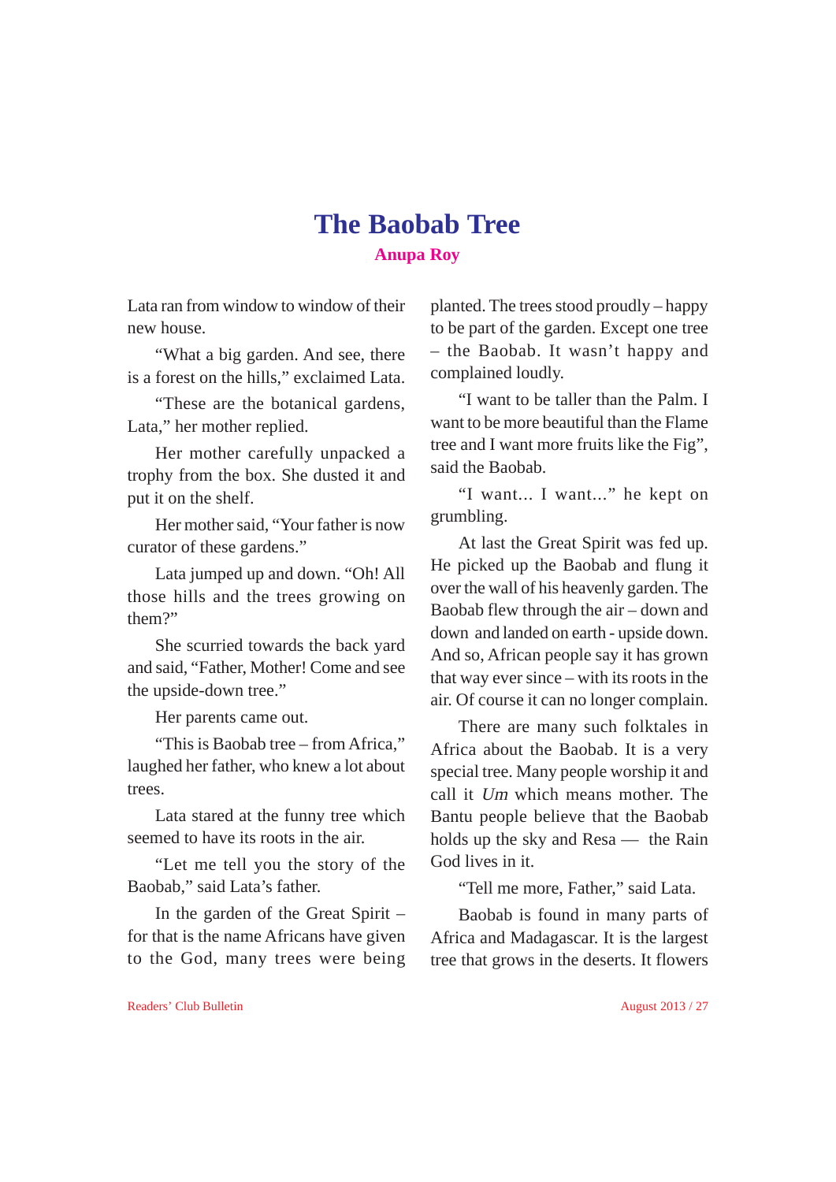# The Baobab Tree

**Anupa Roy**

Lata ran from window to window of their new house.

"What a big garden. And see, there is a forest on the hills," exclaimed Lata.

"These are the botanical gardens, Lata," her mother replied.

Her mother carefully unpacked a trophy from the box. She dusted it and put it on the shelf.

Her mother said, "Your father is now curator of these gardens."

Lata jumped up and down. "Oh! All those hills and the trees growing on them?"

She scurried towards the back yard and said, "Father, Mother! Come and see the upside-down tree."

Her parents came out.

"This is Baobab tree – from Africa," laughed her father, who knew a lot about trees.

Lata stared at the funny tree which seemed to have its roots in the air.

"Let me tell you the story of the Baobab," said Lata's father.

In the garden of the Great Spirit – for that is the name Africans have given to the God, many trees were being planted. The trees stood proudly – happy to be part of the garden. Except one tree – the Baobab. It wasn't happy and complained loudly.

"I want to be taller than the Palm. I want to be more beautiful than the Flame tree and I want more fruits like the Fig", said the Baobab.

"I want... I want..." he kept on grumbling.

At last the Great Spirit was fed up. He picked up the Baobab and flung it over the wall of his heavenly garden. The Baobab flew through the air – down and down and landed on earth - upside down. And so, African people say it has grown that way ever since – with its roots in the air. Of course it can no longer complain.

There are many such folktales in Africa about the Baobab. It is a very special tree. Many people worship it and call it *Um* which means mother. The Bantu people believe that the Baobab holds up the sky and Resa — the Rain God lives in it.

"Tell me more, Father," said Lata.

Baobab is found in many parts of Africa and Madagascar. It is the largest tree that grows in the deserts. It flowers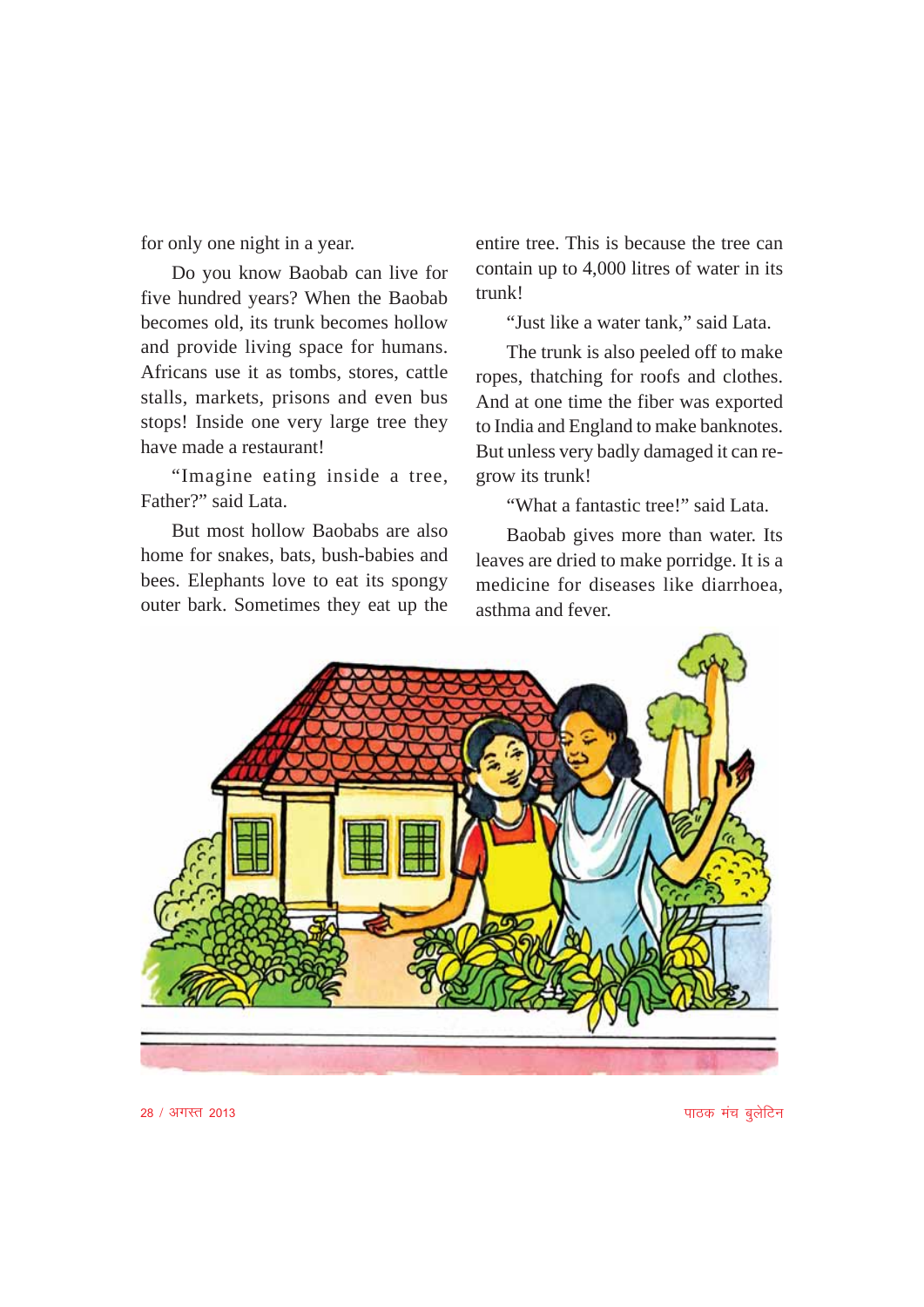for only one night in a year.

Do you know Baobab can live for five hundred years? When the Baobab becomes old, its trunk becomes hollow and provide living space for humans. Africans use it as tombs, stores, cattle stalls, markets, prisons and even bus stops! Inside one very large tree they have made a restaurant!

"Imagine eating inside a tree, Father?" said Lata.

But most hollow Baobabs are also home for snakes, bats, bush-babies and bees. Elephants love to eat its spongy outer bark. Sometimes they eat up the entire tree. This is because the tree can contain up to 4,000 litres of water in its trunk!

"Just like a water tank," said Lata.

The trunk is also peeled off to make ropes, thatching for roofs and clothes. And at one time the fiber was exported to India and England to make banknotes. But unless very badly damaged it can re-grow its trunk!

"What a fantastic tree!" said Lata.

Baobab gives more than water. Its leaves are dried to make porridge. It is a medicine for diseases like diarrhoea, asthma and fever.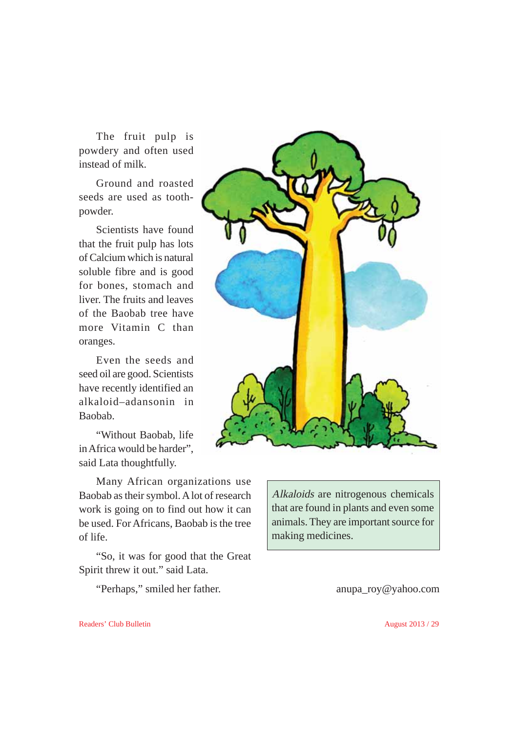The fruit pulp is powdery and often used instead of milk.

Ground and roasted seeds are used as tooth-powder.

Scientists have found that the fruit pulp has lots of Calcium which is natural soluble fibre and is good for bones, stomach and liver. The fruits and leaves of the Baobab tree have more Vitamin C than oranges.

Even the seeds and seed oil are good. Scientists have recently identified an alkaloid–adansonin in Baobab.

"Without Baobab, life in Africa would be harder", said Lata thoughtfully.

Many African organizations use Baobab as their symbol. A lot of research work is going on to find out how it can be used. For Africans, Baobab is the tree of life.

"So, it was for good that the Great Spirit threw it out." said Lata.

"Perhaps," smiled her father.

> *Alkaloids* are nitrogenous chemicals that are found in plants and even some animals. They are important source for making medicines.

anupa_roy@yahoo.com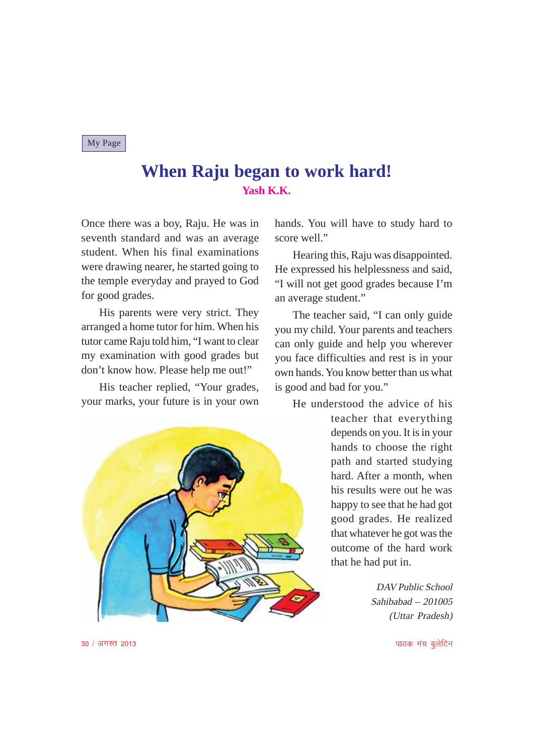My Page

# When Raju began to work hard!

**Yash K.K.**

Once there was a boy, Raju. He was in seventh standard and was an average student. When his final examinations were drawing nearer, he started going to the temple everyday and prayed to God for good grades.

His parents were very strict. They arranged a home tutor for him. When his tutor came Raju told him, "I want to clear my examination with good grades but don't know how. Please help me out!"

His teacher replied, "Your grades, your marks, your future is in your own hands. You will have to study hard to score well."

Hearing this, Raju was disappointed. He expressed his helplessness and said, "I will not get good grades because I'm an average student."

The teacher said, "I can only guide you my child. Your parents and teachers can only guide and help you wherever you face difficulties and rest is in your own hands. You know better than us what is good and bad for you."

He understood the advice of his teacher that everything depends on you. It is in your hands to choose the right path and started studying hard. After a month, when his results were out he was happy to see that he had got good grades. He realized that whatever he got was the outcome of the hard work that he had put in.

*DAV Public School*
*Sahibabad – 201005*
*(Uttar Pradesh)*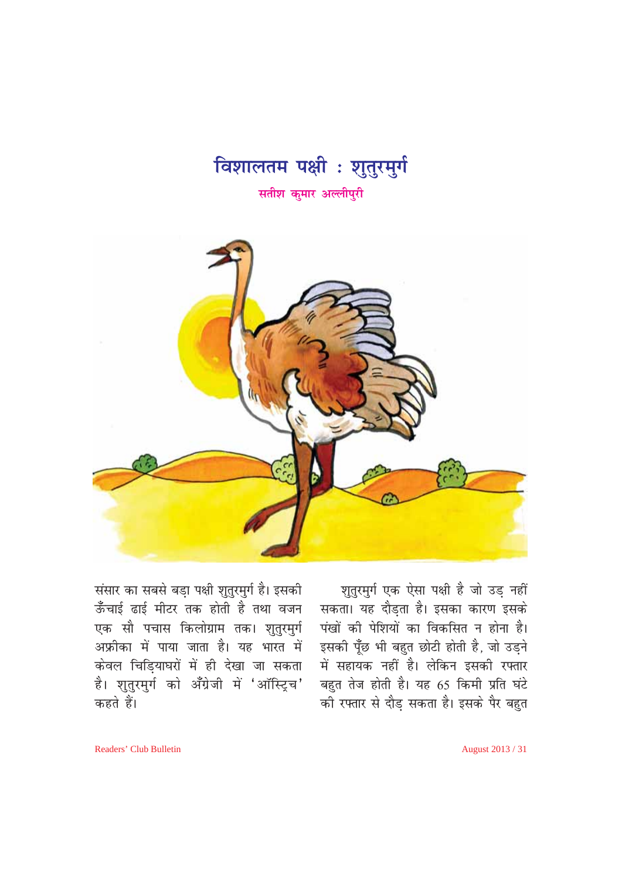# विशालतम पक्षी : शुतुरमुर्ग

**सतीश कुमार अल्लीपुरी**

संसार का सबसे बड़ा पक्षी शुतुरमुर्ग है। इसकी ऊँचाई ढाई मीटर तक होती है तथा वजन एक सौ पचास किलोग्राम तक। शुतुरमुर्ग अफ्रीका में पाया जाता है। यह भारत में केवल चिड़ियाघरों में ही देखा जा सकता है। शुतुरमुर्ग को अँग्रेजी में 'ऑस्ट्रिच' कहते हैं।

शुतुरमुर्ग एक ऐसा पक्षी है जो उड़ नहीं सकता। यह दौड़ता है। इसका कारण इसके पंखों की पेशियों का विकसित न होना है। इसकी पूँछ भी बहुत छोटी होती है, जो उड़ने में सहायक नहीं है। लेकिन इसकी रफ्तार बहुत तेज होती है। यह 65 किमी प्रति घंटे की रफ्तार से दौड़ सकता है। इसके पैर बहुत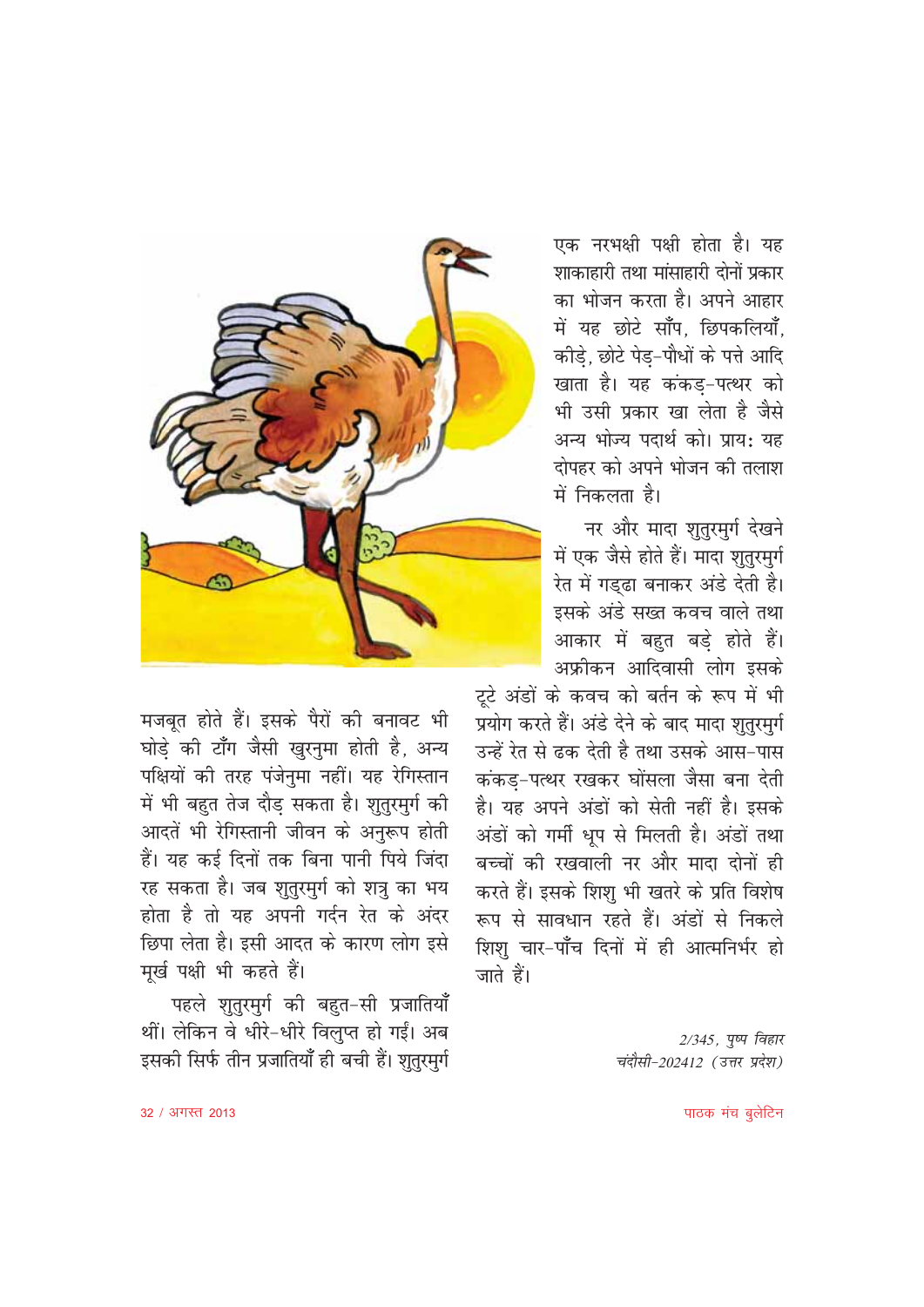मजबूत होते हैं। इसके पैरों की बनावट भी घोड़े की टाँग जैसी खुरनुमा होती है, अन्य पक्षियों की तरह पंजेनुमा नहीं। यह रेगिस्तान में भी बहुत तेज दौड़ सकता है। शुतुरमुर्ग की आदतें भी रेगिस्तानी जीवन के अनुरूप होती हैं। यह कई दिनों तक बिना पानी पिये जिंदा रह सकता है। जब शुतुरमुर्ग को शत्रु का भय होता है तो यह अपनी गर्दन रेत के अंदर छिपा लेता है। इसी आदत के कारण लोग इसे मूर्ख पक्षी भी कहते हैं।

पहले शुतुरमुर्ग की बहुत-सी प्रजातियाँ थीं। लेकिन वे धीरे-धीरे विलुप्त हो गईं। अब इसकी सिर्फ तीन प्रजातियाँ ही बची हैं। शुतुरमुर्ग एक नरभक्षी पक्षी होता है। यह शाकाहारी तथा मांसाहारी दोनों प्रकार का भोजन करता है। अपने आहार में यह छोटे साँप, छिपकलियाँ, कीड़े, छोटे पेड़-पौधों के पत्ते आदि खाता है। यह कंकड़-पत्थर को भी उसी प्रकार खा लेता है जैसे अन्य भोज्य पदार्थ को। प्रायः यह दोपहर को अपने भोजन की तलाश में निकलता है।

नर और मादा शुतुरमुर्ग देखने में एक जैसे होते हैं। मादा शुतुरमुर्ग रेत में गड्ढा बनाकर अंडे देती है। इसके अंडे सख्त कवच वाले तथा आकार में बहुत बड़े होते हैं। अफ्रीकन आदिवासी लोग इसके टूटे अंडों के कवच को बर्तन के रूप में भी प्रयोग करते हैं। अंडे देने के बाद मादा शुतुरमुर्ग उन्हें रेत से ढक देती है तथा उसके आस-पास कंकड़-पत्थर रखकर घोंसला जैसा बना देती है। यह अपने अंडों को सेती नहीं है। इसके अंडों को गर्मी धूप से मिलती है। अंडों तथा बच्चों की रखवाली नर और मादा दोनों ही करते हैं। इसके शिशु भी खतरे के प्रति विशेष रूप से सावधान रहते हैं। अंडों से निकले शिशु चार-पाँच दिनों में ही आत्मनिर्भर हो जाते हैं।

*2/345, पुष्प विहार*
*चंदौसी-202412 (उत्तर प्रदेश)*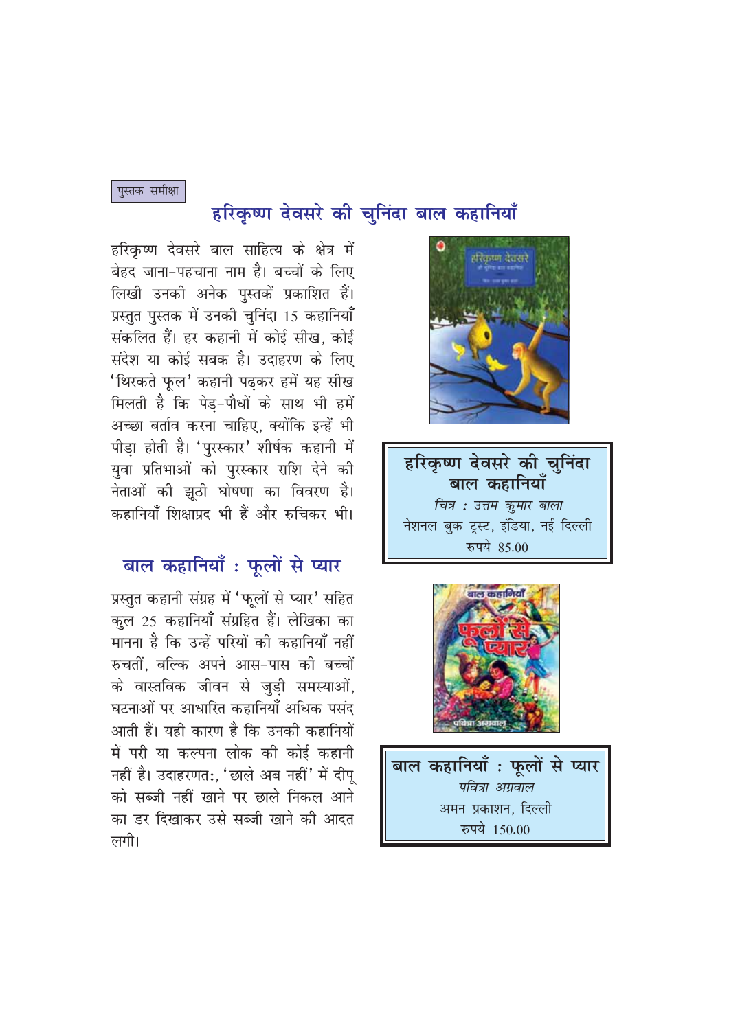पुस्तक समीक्षा

## हरिकृष्ण देवसरे की चुनिंदा बाल कहानियाँ

हरिकृष्ण देवसरे बाल साहित्य के क्षेत्र में बेहद जाना-पहचाना नाम है। बच्चों के लिए लिखी उनकी अनेक पुस्तकें प्रकाशित हैं। प्रस्तुत पुस्तक में उनकी चुनिंदा 15 कहानियाँ संकलित हैं। हर कहानी में कोई सीख, कोई संदेश या कोई सबक है। उदाहरण के लिए 'थिरकते फूल' कहानी पढ़कर हमें यह सीख मिलती है कि पेड़-पौधों के साथ भी हमें अच्छा बर्ताव करना चाहिए, क्योंकि इन्हें भी पीड़ा होती है। 'पुरस्कार' शीर्षक कहानी में युवा प्रतिभाओं को पुरस्कार राशि देने की नेताओं की झूठी घोषणा का विवरण है। कहानियाँ शिक्षाप्रद भी हैं और रुचिकर भी।

**हरिकृष्ण देवसरे की चुनिंदा बाल कहानियाँ**
*चित्र : उत्तम कुमार बाला*
नेशनल बुक ट्रस्ट, इंडिया, नई दिल्ली
रुपये 85.00

## बाल कहानियाँ : फूलों से प्यार

प्रस्तुत कहानी संग्रह में 'फूलों से प्यार' सहित कुल 25 कहानियाँ संग्रहित हैं। लेखिका का मानना है कि उन्हें परियों की कहानियाँ नहीं रुचतीं, बल्कि अपने आस-पास की बच्चों के वास्तविक जीवन से जुड़ी समस्याओं, घटनाओं पर आधारित कहानियाँ अधिक पसंद आती हैं। यही कारण है कि उनकी कहानियों में परी या कल्पना लोक की कोई कहानी नहीं है। उदाहरणत:, 'छाले अब नहीं' में दीपू को सब्जी नहीं खाने पर छाले निकल आने का डर दिखाकर उसे सब्जी खाने की आदत लगी।

**बाल कहानियाँ : फूलों से प्यार**
*पवित्रा अग्रवाल*
अमन प्रकाशन, दिल्ली
रुपये 150.00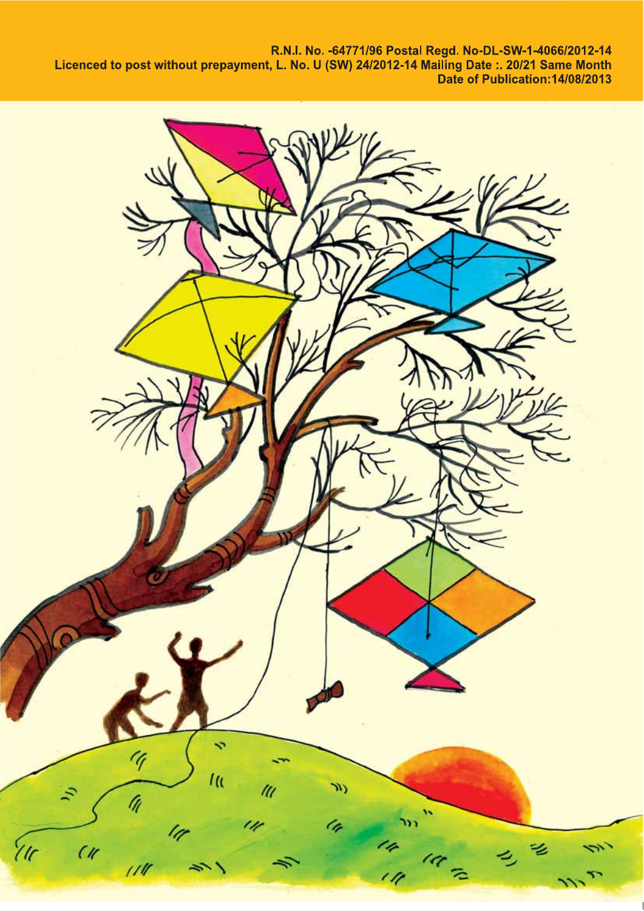R.N.I. No. -64771/96 Postal Regd. No-DL-SW-1-4066/2012-14
Licenced to post without prepayment, L. No. U (SW) 24/2012-14 Mailing Date :. 20/21 Same Month
Date of Publication:14/08/2013